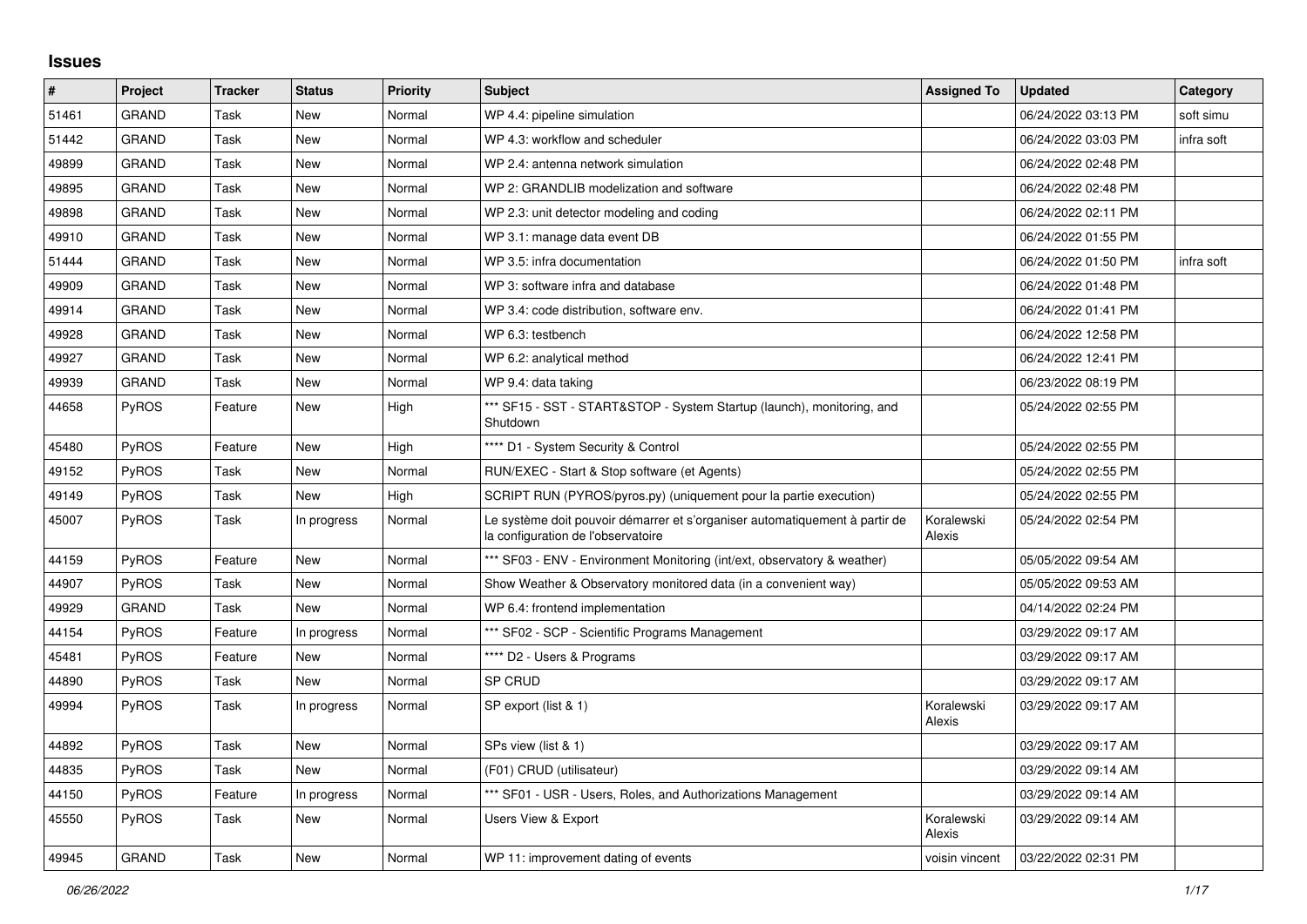# Issues

| # | Project | Tracker | Status | Priority | Subject | Assigned To | Updated | Category |
|---|---|---|---|---|---|---|---|---|
| 51461 | GRAND | Task | New | Normal | WP 4.4: pipeline simulation | | 06/24/2022 03:13 PM | soft simu |
| 51442 | GRAND | Task | New | Normal | WP 4.3: workflow and scheduler | | 06/24/2022 03:03 PM | infra soft |
| 49899 | GRAND | Task | New | Normal | WP 2.4: antenna network simulation | | 06/24/2022 02:48 PM | |
| 49895 | GRAND | Task | New | Normal | WP 2: GRANDLIB modelization and software | | 06/24/2022 02:48 PM | |
| 49898 | GRAND | Task | New | Normal | WP 2.3: unit detector modeling and coding | | 06/24/2022 02:11 PM | |
| 49910 | GRAND | Task | New | Normal | WP 3.1: manage data event DB | | 06/24/2022 01:55 PM | |
| 51444 | GRAND | Task | New | Normal | WP 3.5: infra documentation | | 06/24/2022 01:50 PM | infra soft |
| 49909 | GRAND | Task | New | Normal | WP 3: software infra and database | | 06/24/2022 01:48 PM | |
| 49914 | GRAND | Task | New | Normal | WP 3.4: code distribution, software env. | | 06/24/2022 01:41 PM | |
| 49928 | GRAND | Task | New | Normal | WP 6.3: testbench | | 06/24/2022 12:58 PM | |
| 49927 | GRAND | Task | New | Normal | WP 6.2: analytical method | | 06/24/2022 12:41 PM | |
| 49939 | GRAND | Task | New | Normal | WP 9.4: data taking | | 06/23/2022 08:19 PM | |
| 44658 | PyROS | Feature | New | High | *** SF15 - SST - START&STOP - System Startup (launch), monitoring, and Shutdown | | 05/24/2022 02:55 PM | |
| 45480 | PyROS | Feature | New | High | **** D1 - System Security & Control | | 05/24/2022 02:55 PM | |
| 49152 | PyROS | Task | New | Normal | RUN/EXEC - Start & Stop software (et Agents) | | 05/24/2022 02:55 PM | |
| 49149 | PyROS | Task | New | High | SCRIPT RUN (PYROS/pyros.py) (uniquement pour la partie execution) | | 05/24/2022 02:55 PM | |
| 45007 | PyROS | Task | In progress | Normal | Le système doit pouvoir démarrer et s'organiser automatiquement à partir de la configuration de l'observatoire | Koralewski Alexis | 05/24/2022 02:54 PM | |
| 44159 | PyROS | Feature | New | Normal | *** SF03 - ENV - Environment Monitoring (int/ext, observatory & weather) | | 05/05/2022 09:54 AM | |
| 44907 | PyROS | Task | New | Normal | Show Weather & Observatory monitored data (in a convenient way) | | 05/05/2022 09:53 AM | |
| 49929 | GRAND | Task | New | Normal | WP 6.4: frontend implementation | | 04/14/2022 02:24 PM | |
| 44154 | PyROS | Feature | In progress | Normal | *** SF02 - SCP - Scientific Programs Management | | 03/29/2022 09:17 AM | |
| 45481 | PyROS | Feature | New | Normal | **** D2 - Users & Programs | | 03/29/2022 09:17 AM | |
| 44890 | PyROS | Task | New | Normal | SP CRUD | | 03/29/2022 09:17 AM | |
| 49994 | PyROS | Task | In progress | Normal | SP export (list & 1) | Koralewski Alexis | 03/29/2022 09:17 AM | |
| 44892 | PyROS | Task | New | Normal | SPs view (list & 1) | | 03/29/2022 09:17 AM | |
| 44835 | PyROS | Task | New | Normal | (F01) CRUD (utilisateur) | | 03/29/2022 09:14 AM | |
| 44150 | PyROS | Feature | In progress | Normal | *** SF01 - USR - Users, Roles, and Authorizations Management | | 03/29/2022 09:14 AM | |
| 45550 | PyROS | Task | New | Normal | Users View & Export | Koralewski Alexis | 03/29/2022 09:14 AM | |
| 49945 | GRAND | Task | New | Normal | WP 11: improvement dating of events | voisin vincent | 03/22/2022 02:31 PM | |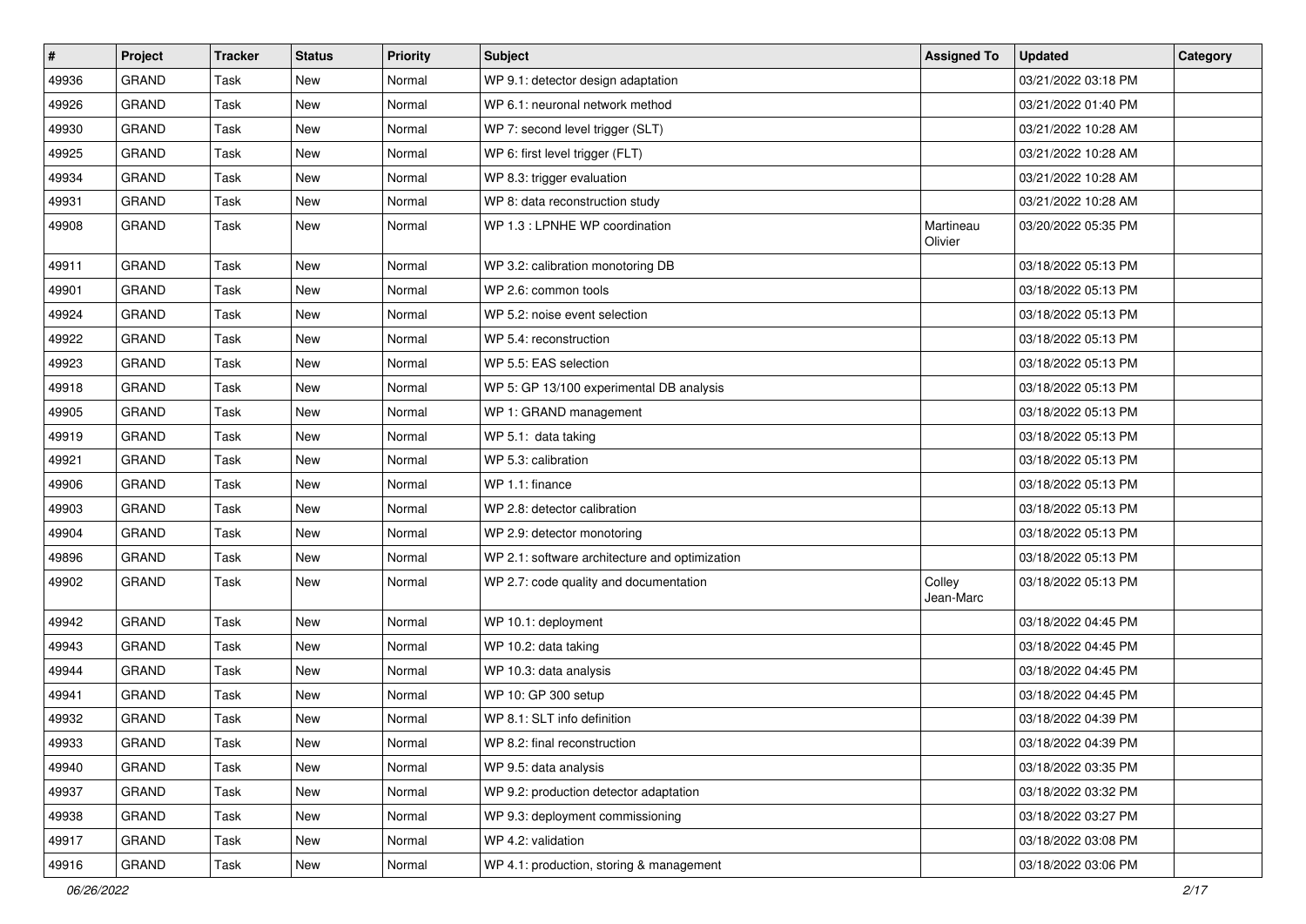| # | Project | Tracker | Status | Priority | Subject | Assigned To | Updated | Category |
|---|---|---|---|---|---|---|---|---|
| 49936 | GRAND | Task | New | Normal | WP 9.1: detector design adaptation | | 03/21/2022 03:18 PM | |
| 49926 | GRAND | Task | New | Normal | WP 6.1: neuronal network method | | 03/21/2022 01:40 PM | |
| 49930 | GRAND | Task | New | Normal | WP 7: second level trigger (SLT) | | 03/21/2022 10:28 AM | |
| 49925 | GRAND | Task | New | Normal | WP 6: first level trigger (FLT) | | 03/21/2022 10:28 AM | |
| 49934 | GRAND | Task | New | Normal | WP 8.3: trigger evaluation | | 03/21/2022 10:28 AM | |
| 49931 | GRAND | Task | New | Normal | WP 8: data reconstruction study | | 03/21/2022 10:28 AM | |
| 49908 | GRAND | Task | New | Normal | WP 1.3 : LPNHE WP coordination | Martineau Olivier | 03/20/2022 05:35 PM | |
| 49911 | GRAND | Task | New | Normal | WP 3.2: calibration monotoring DB | | 03/18/2022 05:13 PM | |
| 49901 | GRAND | Task | New | Normal | WP 2.6: common tools | | 03/18/2022 05:13 PM | |
| 49924 | GRAND | Task | New | Normal | WP 5.2: noise event selection | | 03/18/2022 05:13 PM | |
| 49922 | GRAND | Task | New | Normal | WP 5.4: reconstruction | | 03/18/2022 05:13 PM | |
| 49923 | GRAND | Task | New | Normal | WP 5.5: EAS selection | | 03/18/2022 05:13 PM | |
| 49918 | GRAND | Task | New | Normal | WP 5: GP 13/100 experimental DB analysis | | 03/18/2022 05:13 PM | |
| 49905 | GRAND | Task | New | Normal | WP 1: GRAND management | | 03/18/2022 05:13 PM | |
| 49919 | GRAND | Task | New | Normal | WP 5.1: data taking | | 03/18/2022 05:13 PM | |
| 49921 | GRAND | Task | New | Normal | WP 5.3: calibration | | 03/18/2022 05:13 PM | |
| 49906 | GRAND | Task | New | Normal | WP 1.1: finance | | 03/18/2022 05:13 PM | |
| 49903 | GRAND | Task | New | Normal | WP 2.8: detector calibration | | 03/18/2022 05:13 PM | |
| 49904 | GRAND | Task | New | Normal | WP 2.9: detector monotoring | | 03/18/2022 05:13 PM | |
| 49896 | GRAND | Task | New | Normal | WP 2.1: software architecture and optimization | | 03/18/2022 05:13 PM | |
| 49902 | GRAND | Task | New | Normal | WP 2.7: code quality and documentation | Colley Jean-Marc | 03/18/2022 05:13 PM | |
| 49942 | GRAND | Task | New | Normal | WP 10.1: deployment | | 03/18/2022 04:45 PM | |
| 49943 | GRAND | Task | New | Normal | WP 10.2: data taking | | 03/18/2022 04:45 PM | |
| 49944 | GRAND | Task | New | Normal | WP 10.3: data analysis | | 03/18/2022 04:45 PM | |
| 49941 | GRAND | Task | New | Normal | WP 10: GP 300 setup | | 03/18/2022 04:45 PM | |
| 49932 | GRAND | Task | New | Normal | WP 8.1: SLT info definition | | 03/18/2022 04:39 PM | |
| 49933 | GRAND | Task | New | Normal | WP 8.2: final reconstruction | | 03/18/2022 04:39 PM | |
| 49940 | GRAND | Task | New | Normal | WP 9.5: data analysis | | 03/18/2022 03:35 PM | |
| 49937 | GRAND | Task | New | Normal | WP 9.2: production detector adaptation | | 03/18/2022 03:32 PM | |
| 49938 | GRAND | Task | New | Normal | WP 9.3: deployment commissioning | | 03/18/2022 03:27 PM | |
| 49917 | GRAND | Task | New | Normal | WP 4.2: validation | | 03/18/2022 03:08 PM | |
| 49916 | GRAND | Task | New | Normal | WP 4.1: production, storing & management | | 03/18/2022 03:06 PM | |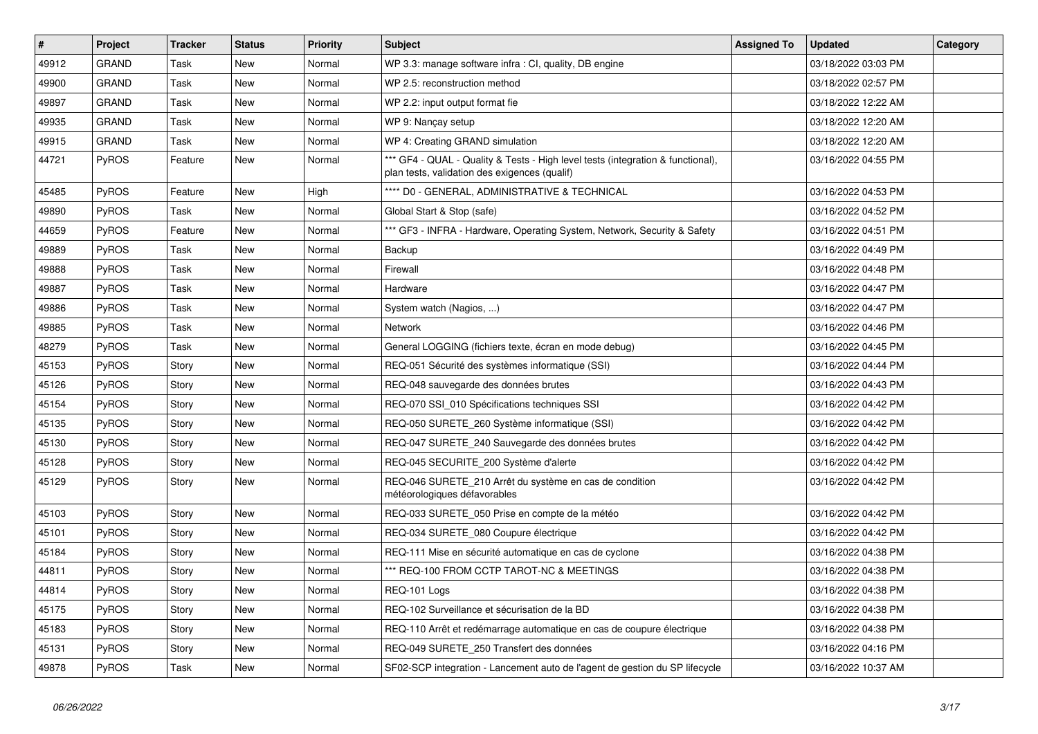| # | Project | Tracker | Status | Priority | Subject | Assigned To | Updated | Category |
|---|---|---|---|---|---|---|---|---|
| 49912 | GRAND | Task | New | Normal | WP 3.3: manage software infra : CI, quality, DB engine | | 03/18/2022 03:03 PM | |
| 49900 | GRAND | Task | New | Normal | WP 2.5: reconstruction method | | 03/18/2022 02:57 PM | |
| 49897 | GRAND | Task | New | Normal | WP 2.2: input output format fie | | 03/18/2022 12:22 AM | |
| 49935 | GRAND | Task | New | Normal | WP 9: Nançay setup | | 03/18/2022 12:20 AM | |
| 49915 | GRAND | Task | New | Normal | WP 4: Creating GRAND simulation | | 03/18/2022 12:20 AM | |
| 44721 | PyROS | Feature | New | Normal | *** GF4 - QUAL - Quality & Tests - High level tests (integration & functional), plan tests, validation des exigences (qualif) | | 03/16/2022 04:55 PM | |
| 45485 | PyROS | Feature | New | High | **** D0 - GENERAL, ADMINISTRATIVE & TECHNICAL | | 03/16/2022 04:53 PM | |
| 49890 | PyROS | Task | New | Normal | Global Start & Stop (safe) | | 03/16/2022 04:52 PM | |
| 44659 | PyROS | Feature | New | Normal | *** GF3 - INFRA - Hardware, Operating System, Network, Security & Safety | | 03/16/2022 04:51 PM | |
| 49889 | PyROS | Task | New | Normal | Backup | | 03/16/2022 04:49 PM | |
| 49888 | PyROS | Task | New | Normal | Firewall | | 03/16/2022 04:48 PM | |
| 49887 | PyROS | Task | New | Normal | Hardware | | 03/16/2022 04:47 PM | |
| 49886 | PyROS | Task | New | Normal | System watch (Nagios, ...) | | 03/16/2022 04:47 PM | |
| 49885 | PyROS | Task | New | Normal | Network | | 03/16/2022 04:46 PM | |
| 48279 | PyROS | Task | New | Normal | General LOGGING (fichiers texte, écran en mode debug) | | 03/16/2022 04:45 PM | |
| 45153 | PyROS | Story | New | Normal | REQ-051 Sécurité des systèmes informatique (SSI) | | 03/16/2022 04:44 PM | |
| 45126 | PyROS | Story | New | Normal | REQ-048 sauvegarde des données brutes | | 03/16/2022 04:43 PM | |
| 45154 | PyROS | Story | New | Normal | REQ-070 SSI_010 Spécifications techniques SSI | | 03/16/2022 04:42 PM | |
| 45135 | PyROS | Story | New | Normal | REQ-050 SURETE_260 Système informatique (SSI) | | 03/16/2022 04:42 PM | |
| 45130 | PyROS | Story | New | Normal | REQ-047 SURETE_240 Sauvegarde des données brutes | | 03/16/2022 04:42 PM | |
| 45128 | PyROS | Story | New | Normal | REQ-045 SECURITE_200 Système d'alerte | | 03/16/2022 04:42 PM | |
| 45129 | PyROS | Story | New | Normal | REQ-046 SURETE_210 Arrêt du système en cas de condition météorologiques défavorables | | 03/16/2022 04:42 PM | |
| 45103 | PyROS | Story | New | Normal | REQ-033 SURETE_050 Prise en compte de la météo | | 03/16/2022 04:42 PM | |
| 45101 | PyROS | Story | New | Normal | REQ-034 SURETE_080 Coupure électrique | | 03/16/2022 04:42 PM | |
| 45184 | PyROS | Story | New | Normal | REQ-111 Mise en sécurité automatique en cas de cyclone | | 03/16/2022 04:38 PM | |
| 44811 | PyROS | Story | New | Normal | *** REQ-100 FROM CCTP TAROT-NC & MEETINGS | | 03/16/2022 04:38 PM | |
| 44814 | PyROS | Story | New | Normal | REQ-101 Logs | | 03/16/2022 04:38 PM | |
| 45175 | PyROS | Story | New | Normal | REQ-102 Surveillance et sécurisation de la BD | | 03/16/2022 04:38 PM | |
| 45183 | PyROS | Story | New | Normal | REQ-110 Arrêt et redémarrage automatique en cas de coupure électrique | | 03/16/2022 04:38 PM | |
| 45131 | PyROS | Story | New | Normal | REQ-049 SURETE_250 Transfert des données | | 03/16/2022 04:16 PM | |
| 49878 | PyROS | Task | New | Normal | SF02-SCP integration - Lancement auto de l'agent de gestion du SP lifecycle | | 03/16/2022 10:37 AM | |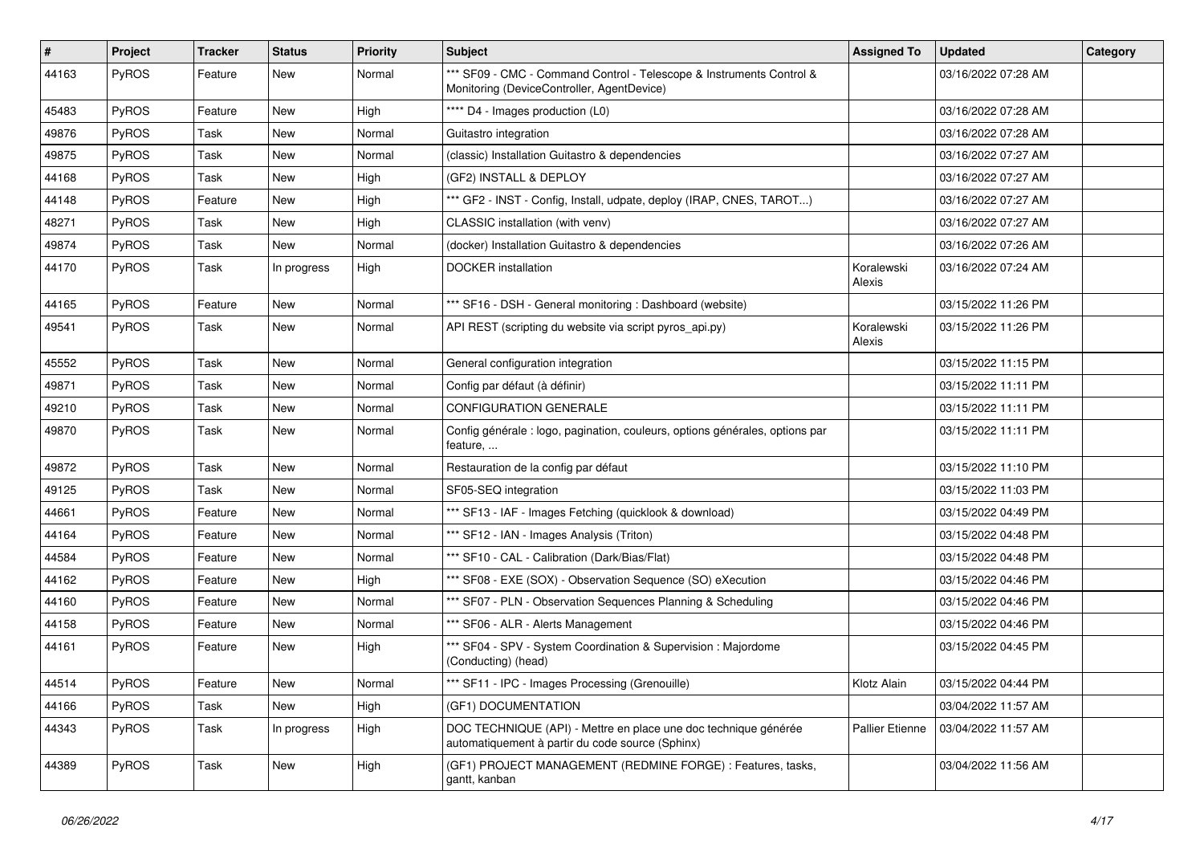| # | Project | Tracker | Status | Priority | Subject | Assigned To | Updated | Category |
|---|---|---|---|---|---|---|---|---|
| 44163 | PyROS | Feature | New | Normal | *** SF09 - CMC - Command Control - Telescope & Instruments Control & Monitoring (DeviceController, AgentDevice) | | 03/16/2022 07:28 AM | |
| 45483 | PyROS | Feature | New | High | **** D4 - Images production (L0) | | 03/16/2022 07:28 AM | |
| 49876 | PyROS | Task | New | Normal | Guitastro integration | | 03/16/2022 07:28 AM | |
| 49875 | PyROS | Task | New | Normal | (classic) Installation Guitastro & dependencies | | 03/16/2022 07:27 AM | |
| 44168 | PyROS | Task | New | High | (GF2) INSTALL & DEPLOY | | 03/16/2022 07:27 AM | |
| 44148 | PyROS | Feature | New | High | *** GF2 - INST - Config, Install, udpate, deploy (IRAP, CNES, TAROT...) | | 03/16/2022 07:27 AM | |
| 48271 | PyROS | Task | New | High | CLASSIC installation (with venv) | | 03/16/2022 07:27 AM | |
| 49874 | PyROS | Task | New | Normal | (docker) Installation Guitastro & dependencies | | 03/16/2022 07:26 AM | |
| 44170 | PyROS | Task | In progress | High | DOCKER installation | Koralewski Alexis | 03/16/2022 07:24 AM | |
| 44165 | PyROS | Feature | New | Normal | *** SF16 - DSH - General monitoring : Dashboard (website) | | 03/15/2022 11:26 PM | |
| 49541 | PyROS | Task | New | Normal | API REST (scripting du website via script pyros_api.py) | Koralewski Alexis | 03/15/2022 11:26 PM | |
| 45552 | PyROS | Task | New | Normal | General configuration integration | | 03/15/2022 11:15 PM | |
| 49871 | PyROS | Task | New | Normal | Config par défaut (à définir) | | 03/15/2022 11:11 PM | |
| 49210 | PyROS | Task | New | Normal | CONFIGURATION GENERALE | | 03/15/2022 11:11 PM | |
| 49870 | PyROS | Task | New | Normal | Config générale : logo, pagination, couleurs, options générales, options par feature, ... | | 03/15/2022 11:11 PM | |
| 49872 | PyROS | Task | New | Normal | Restauration de la config par défaut | | 03/15/2022 11:10 PM | |
| 49125 | PyROS | Task | New | Normal | SF05-SEQ integration | | 03/15/2022 11:03 PM | |
| 44661 | PyROS | Feature | New | Normal | *** SF13 - IAF - Images Fetching (quicklook & download) | | 03/15/2022 04:49 PM | |
| 44164 | PyROS | Feature | New | Normal | *** SF12 - IAN - Images Analysis (Triton) | | 03/15/2022 04:48 PM | |
| 44584 | PyROS | Feature | New | Normal | *** SF10 - CAL - Calibration (Dark/Bias/Flat) | | 03/15/2022 04:48 PM | |
| 44162 | PyROS | Feature | New | High | *** SF08 - EXE (SOX) - Observation Sequence (SO) eXecution | | 03/15/2022 04:46 PM | |
| 44160 | PyROS | Feature | New | Normal | *** SF07 - PLN - Observation Sequences Planning & Scheduling | | 03/15/2022 04:46 PM | |
| 44158 | PyROS | Feature | New | Normal | *** SF06 - ALR - Alerts Management | | 03/15/2022 04:46 PM | |
| 44161 | PyROS | Feature | New | High | *** SF04 - SPV - System Coordination & Supervision : Majordome (Conducting) (head) | | 03/15/2022 04:45 PM | |
| 44514 | PyROS | Feature | New | Normal | *** SF11 - IPC - Images Processing (Grenouille) | Klotz Alain | 03/15/2022 04:44 PM | |
| 44166 | PyROS | Task | New | High | (GF1) DOCUMENTATION | | 03/04/2022 11:57 AM | |
| 44343 | PyROS | Task | In progress | High | DOC TECHNIQUE (API) - Mettre en place une doc technique générée automatiquement à partir du code source (Sphinx) | Pallier Etienne | 03/04/2022 11:57 AM | |
| 44389 | PyROS | Task | New | High | (GF1) PROJECT MANAGEMENT (REDMINE FORGE) : Features, tasks, gantt, kanban | | 03/04/2022 11:56 AM | |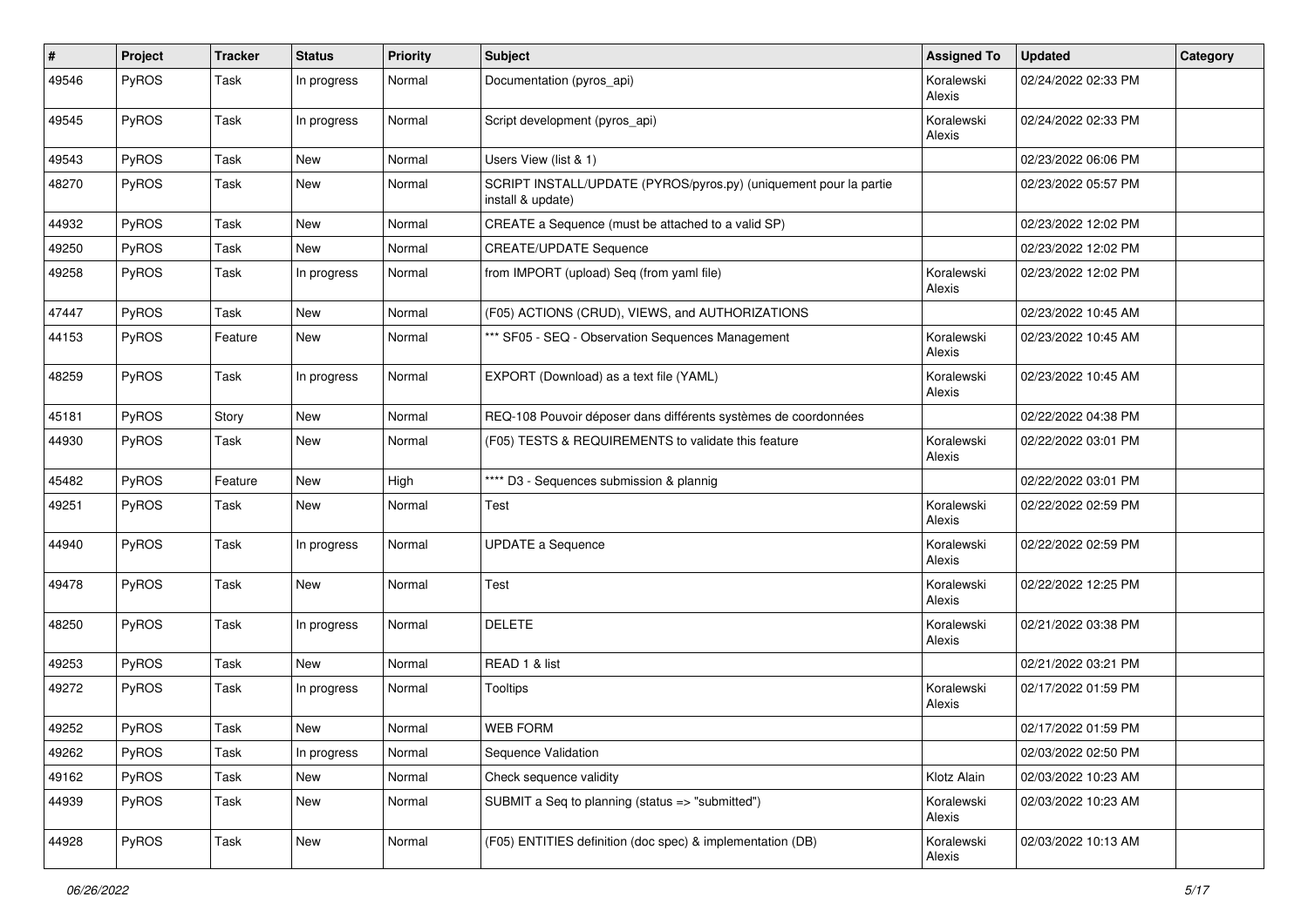| # | Project | Tracker | Status | Priority | Subject | Assigned To | Updated | Category |
|---|---|---|---|---|---|---|---|---|
| 49546 | PyROS | Task | In progress | Normal | Documentation (pyros_api) | Koralewski Alexis | 02/24/2022 02:33 PM | |
| 49545 | PyROS | Task | In progress | Normal | Script development (pyros_api) | Koralewski Alexis | 02/24/2022 02:33 PM | |
| 49543 | PyROS | Task | New | Normal | Users View (list & 1) | | 02/23/2022 06:06 PM | |
| 48270 | PyROS | Task | New | Normal | SCRIPT INSTALL/UPDATE (PYROS/pyros.py) (uniquement pour la partie install & update) | | 02/23/2022 05:57 PM | |
| 44932 | PyROS | Task | New | Normal | CREATE a Sequence (must be attached to a valid SP) | | 02/23/2022 12:02 PM | |
| 49250 | PyROS | Task | New | Normal | CREATE/UPDATE Sequence | | 02/23/2022 12:02 PM | |
| 49258 | PyROS | Task | In progress | Normal | from IMPORT (upload) Seq (from yaml file) | Koralewski Alexis | 02/23/2022 12:02 PM | |
| 47447 | PyROS | Task | New | Normal | (F05) ACTIONS (CRUD), VIEWS, and AUTHORIZATIONS | | 02/23/2022 10:45 AM | |
| 44153 | PyROS | Feature | New | Normal | *** SF05 - SEQ - Observation Sequences Management | Koralewski Alexis | 02/23/2022 10:45 AM | |
| 48259 | PyROS | Task | In progress | Normal | EXPORT (Download) as a text file (YAML) | Koralewski Alexis | 02/23/2022 10:45 AM | |
| 45181 | PyROS | Story | New | Normal | REQ-108 Pouvoir déposer dans différents systèmes de coordonnées | | 02/22/2022 04:38 PM | |
| 44930 | PyROS | Task | New | Normal | (F05) TESTS & REQUIREMENTS to validate this feature | Koralewski Alexis | 02/22/2022 03:01 PM | |
| 45482 | PyROS | Feature | New | High | **** D3 - Sequences submission & plannig | | 02/22/2022 03:01 PM | |
| 49251 | PyROS | Task | New | Normal | Test | Koralewski Alexis | 02/22/2022 02:59 PM | |
| 44940 | PyROS | Task | In progress | Normal | UPDATE a Sequence | Koralewski Alexis | 02/22/2022 02:59 PM | |
| 49478 | PyROS | Task | New | Normal | Test | Koralewski Alexis | 02/22/2022 12:25 PM | |
| 48250 | PyROS | Task | In progress | Normal | DELETE | Koralewski Alexis | 02/21/2022 03:38 PM | |
| 49253 | PyROS | Task | New | Normal | READ 1 & list | | 02/21/2022 03:21 PM | |
| 49272 | PyROS | Task | In progress | Normal | Tooltips | Koralewski Alexis | 02/17/2022 01:59 PM | |
| 49252 | PyROS | Task | New | Normal | WEB FORM | | 02/17/2022 01:59 PM | |
| 49262 | PyROS | Task | In progress | Normal | Sequence Validation | | 02/03/2022 02:50 PM | |
| 49162 | PyROS | Task | New | Normal | Check sequence validity | Klotz Alain | 02/03/2022 10:23 AM | |
| 44939 | PyROS | Task | New | Normal | SUBMIT a Seq to planning (status => "submitted") | Koralewski Alexis | 02/03/2022 10:23 AM | |
| 44928 | PyROS | Task | New | Normal | (F05) ENTITIES definition (doc spec) & implementation (DB) | Koralewski Alexis | 02/03/2022 10:13 AM | |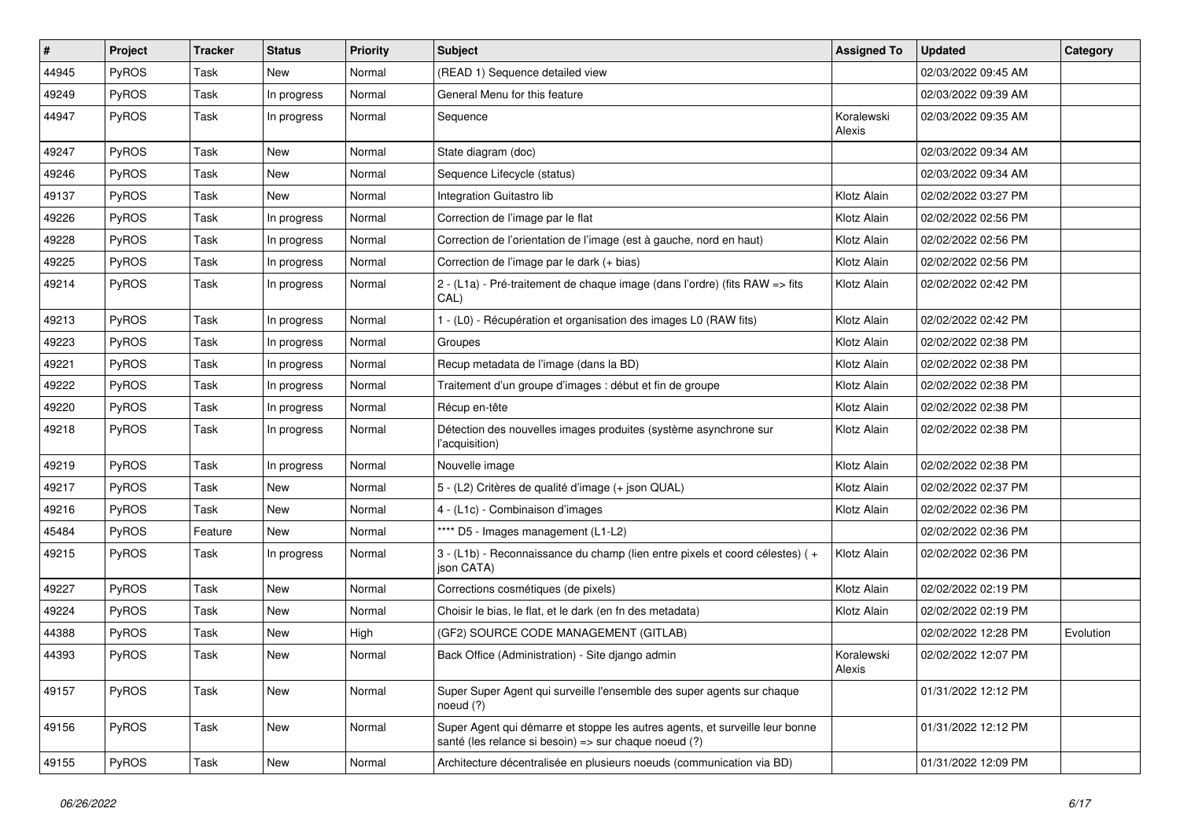| # | Project | Tracker | Status | Priority | Subject | Assigned To | Updated | Category |
|---|---|---|---|---|---|---|---|---|
| 44945 | PyROS | Task | New | Normal | (READ 1) Sequence detailed view | | 02/03/2022 09:45 AM | |
| 49249 | PyROS | Task | In progress | Normal | General Menu for this feature | | 02/03/2022 09:39 AM | |
| 44947 | PyROS | Task | In progress | Normal | Sequence | Koralewski Alexis | 02/03/2022 09:35 AM | |
| 49247 | PyROS | Task | New | Normal | State diagram (doc) | | 02/03/2022 09:34 AM | |
| 49246 | PyROS | Task | New | Normal | Sequence Lifecycle (status) | | 02/03/2022 09:34 AM | |
| 49137 | PyROS | Task | New | Normal | Integration Guitastro lib | Klotz Alain | 02/02/2022 03:27 PM | |
| 49226 | PyROS | Task | In progress | Normal | Correction de l'image par le flat | Klotz Alain | 02/02/2022 02:56 PM | |
| 49228 | PyROS | Task | In progress | Normal | Correction de l'orientation de l'image (est à gauche, nord en haut) | Klotz Alain | 02/02/2022 02:56 PM | |
| 49225 | PyROS | Task | In progress | Normal | Correction de l'image par le dark (+ bias) | Klotz Alain | 02/02/2022 02:56 PM | |
| 49214 | PyROS | Task | In progress | Normal | 2 - (L1a) - Pré-traitement de chaque image (dans l'ordre) (fits RAW => fits CAL) | Klotz Alain | 02/02/2022 02:42 PM | |
| 49213 | PyROS | Task | In progress | Normal | 1 - (L0) - Récupération et organisation des images L0 (RAW fits) | Klotz Alain | 02/02/2022 02:42 PM | |
| 49223 | PyROS | Task | In progress | Normal | Groupes | Klotz Alain | 02/02/2022 02:38 PM | |
| 49221 | PyROS | Task | In progress | Normal | Recup metadata de l'image (dans la BD) | Klotz Alain | 02/02/2022 02:38 PM | |
| 49222 | PyROS | Task | In progress | Normal | Traitement d'un groupe d'images : début et fin de groupe | Klotz Alain | 02/02/2022 02:38 PM | |
| 49220 | PyROS | Task | In progress | Normal | Récup en-tête | Klotz Alain | 02/02/2022 02:38 PM | |
| 49218 | PyROS | Task | In progress | Normal | Détection des nouvelles images produites (système asynchrone sur l'acquisition) | Klotz Alain | 02/02/2022 02:38 PM | |
| 49219 | PyROS | Task | In progress | Normal | Nouvelle image | Klotz Alain | 02/02/2022 02:38 PM | |
| 49217 | PyROS | Task | New | Normal | 5 - (L2) Critères de qualité d'image (+ json QUAL) | Klotz Alain | 02/02/2022 02:37 PM | |
| 49216 | PyROS | Task | New | Normal | 4 - (L1c) - Combinaison d'images | Klotz Alain | 02/02/2022 02:36 PM | |
| 45484 | PyROS | Feature | New | Normal | **** D5 - Images management (L1-L2) | | 02/02/2022 02:36 PM | |
| 49215 | PyROS | Task | In progress | Normal | 3 - (L1b) - Reconnaissance du champ (lien entre pixels et coord célestes) ( + json CATA) | Klotz Alain | 02/02/2022 02:36 PM | |
| 49227 | PyROS | Task | New | Normal | Corrections cosmétiques (de pixels) | Klotz Alain | 02/02/2022 02:19 PM | |
| 49224 | PyROS | Task | New | Normal | Choisir le bias, le flat, et le dark (en fn des metadata) | Klotz Alain | 02/02/2022 02:19 PM | |
| 44388 | PyROS | Task | New | High | (GF2) SOURCE CODE MANAGEMENT (GITLAB) | | 02/02/2022 12:28 PM | Evolution |
| 44393 | PyROS | Task | New | Normal | Back Office (Administration) - Site django admin | Koralewski Alexis | 02/02/2022 12:07 PM | |
| 49157 | PyROS | Task | New | Normal | Super Super Agent qui surveille l'ensemble des super agents sur chaque noeud (?) | | 01/31/2022 12:12 PM | |
| 49156 | PyROS | Task | New | Normal | Super Agent qui démarre et stoppe les autres agents, et surveille leur bonne santé (les relance si besoin) => sur chaque noeud (?) | | 01/31/2022 12:12 PM | |
| 49155 | PyROS | Task | New | Normal | Architecture décentralisée en plusieurs noeuds (communication via BD) | | 01/31/2022 12:09 PM | |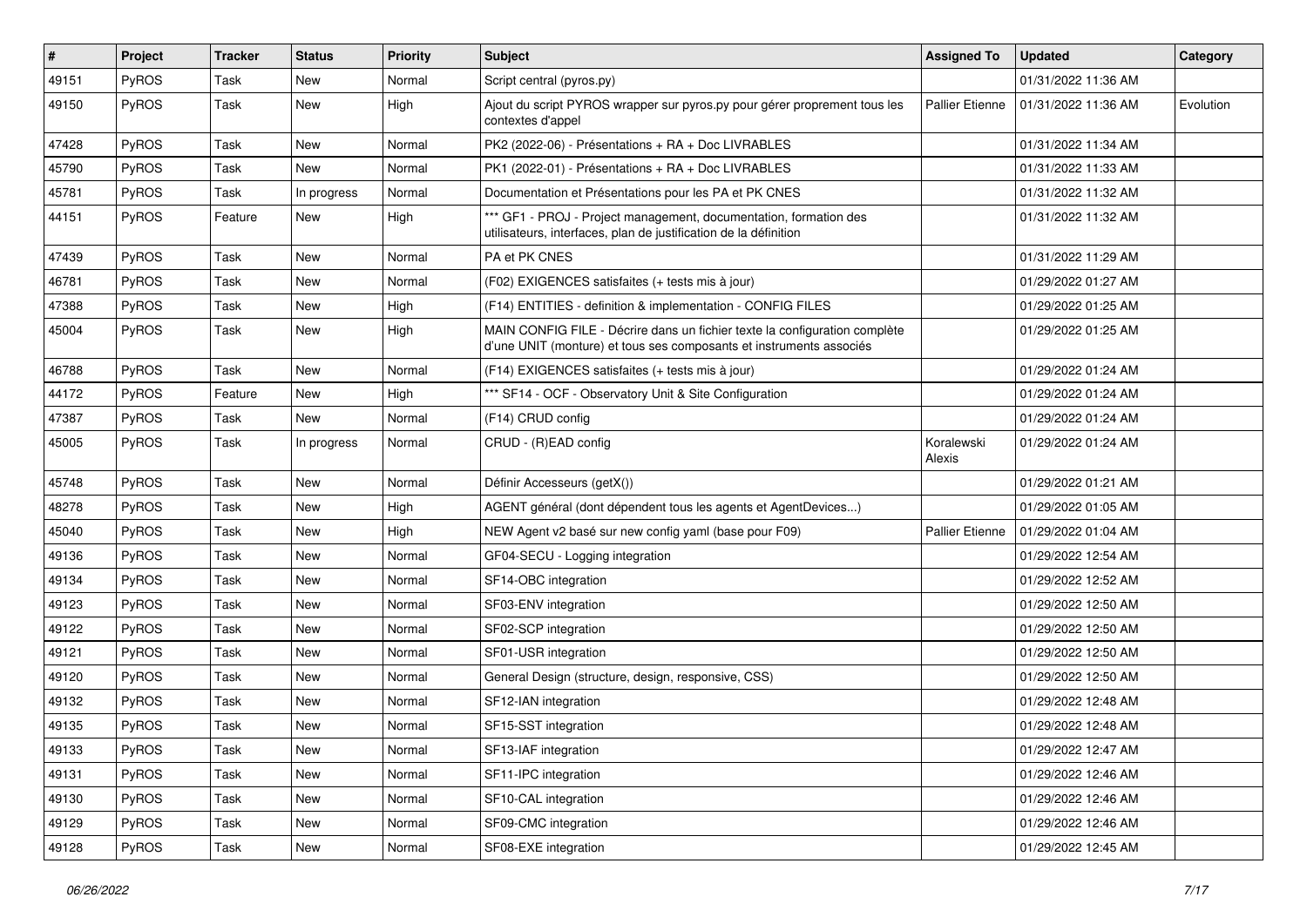| # | Project | Tracker | Status | Priority | Subject | Assigned To | Updated | Category |
|---|---|---|---|---|---|---|---|---|
| 49151 | PyROS | Task | New | Normal | Script central (pyros.py) | | 01/31/2022 11:36 AM | |
| 49150 | PyROS | Task | New | High | Ajout du script PYROS wrapper sur pyros.py pour gérer proprement tous les contextes d'appel | Pallier Etienne | 01/31/2022 11:36 AM | Evolution |
| 47428 | PyROS | Task | New | Normal | PK2 (2022-06) - Présentations + RA + Doc LIVRABLES | | 01/31/2022 11:34 AM | |
| 45790 | PyROS | Task | New | Normal | PK1 (2022-01) - Présentations + RA + Doc LIVRABLES | | 01/31/2022 11:33 AM | |
| 45781 | PyROS | Task | In progress | Normal | Documentation et Présentations pour les PA et PK CNES | | 01/31/2022 11:32 AM | |
| 44151 | PyROS | Feature | New | High | *** GF1 - PROJ - Project management, documentation, formation des utilisateurs, interfaces, plan de justification de la définition | | 01/31/2022 11:32 AM | |
| 47439 | PyROS | Task | New | Normal | PA et PK CNES | | 01/31/2022 11:29 AM | |
| 46781 | PyROS | Task | New | Normal | (F02) EXIGENCES satisfaites (+ tests mis à jour) | | 01/29/2022 01:27 AM | |
| 47388 | PyROS | Task | New | High | (F14) ENTITIES - definition & implementation - CONFIG FILES | | 01/29/2022 01:25 AM | |
| 45004 | PyROS | Task | New | High | MAIN CONFIG FILE - Décrire dans un fichier texte la configuration complète d'une UNIT (monture) et tous ses composants et instruments associés | | 01/29/2022 01:25 AM | |
| 46788 | PyROS | Task | New | Normal | (F14) EXIGENCES satisfaites (+ tests mis à jour) | | 01/29/2022 01:24 AM | |
| 44172 | PyROS | Feature | New | High | *** SF14 - OCF - Observatory Unit & Site Configuration | | 01/29/2022 01:24 AM | |
| 47387 | PyROS | Task | New | Normal | (F14) CRUD config | | 01/29/2022 01:24 AM | |
| 45005 | PyROS | Task | In progress | Normal | CRUD - (R)EAD config | Koralewski Alexis | 01/29/2022 01:24 AM | |
| 45748 | PyROS | Task | New | Normal | Définir Accesseurs (getX()) | | 01/29/2022 01:21 AM | |
| 48278 | PyROS | Task | New | High | AGENT général (dont dépendent tous les agents et AgentDevices...) | | 01/29/2022 01:05 AM | |
| 45040 | PyROS | Task | New | High | NEW Agent v2 basé sur new config yaml (base pour F09) | Pallier Etienne | 01/29/2022 01:04 AM | |
| 49136 | PyROS | Task | New | Normal | GF04-SECU - Logging integration | | 01/29/2022 12:54 AM | |
| 49134 | PyROS | Task | New | Normal | SF14-OBC integration | | 01/29/2022 12:52 AM | |
| 49123 | PyROS | Task | New | Normal | SF03-ENV integration | | 01/29/2022 12:50 AM | |
| 49122 | PyROS | Task | New | Normal | SF02-SCP integration | | 01/29/2022 12:50 AM | |
| 49121 | PyROS | Task | New | Normal | SF01-USR integration | | 01/29/2022 12:50 AM | |
| 49120 | PyROS | Task | New | Normal | General Design (structure, design, responsive, CSS) | | 01/29/2022 12:50 AM | |
| 49132 | PyROS | Task | New | Normal | SF12-IAN integration | | 01/29/2022 12:48 AM | |
| 49135 | PyROS | Task | New | Normal | SF15-SST integration | | 01/29/2022 12:48 AM | |
| 49133 | PyROS | Task | New | Normal | SF13-IAF integration | | 01/29/2022 12:47 AM | |
| 49131 | PyROS | Task | New | Normal | SF11-IPC integration | | 01/29/2022 12:46 AM | |
| 49130 | PyROS | Task | New | Normal | SF10-CAL integration | | 01/29/2022 12:46 AM | |
| 49129 | PyROS | Task | New | Normal | SF09-CMC integration | | 01/29/2022 12:46 AM | |
| 49128 | PyROS | Task | New | Normal | SF08-EXE integration | | 01/29/2022 12:45 AM | |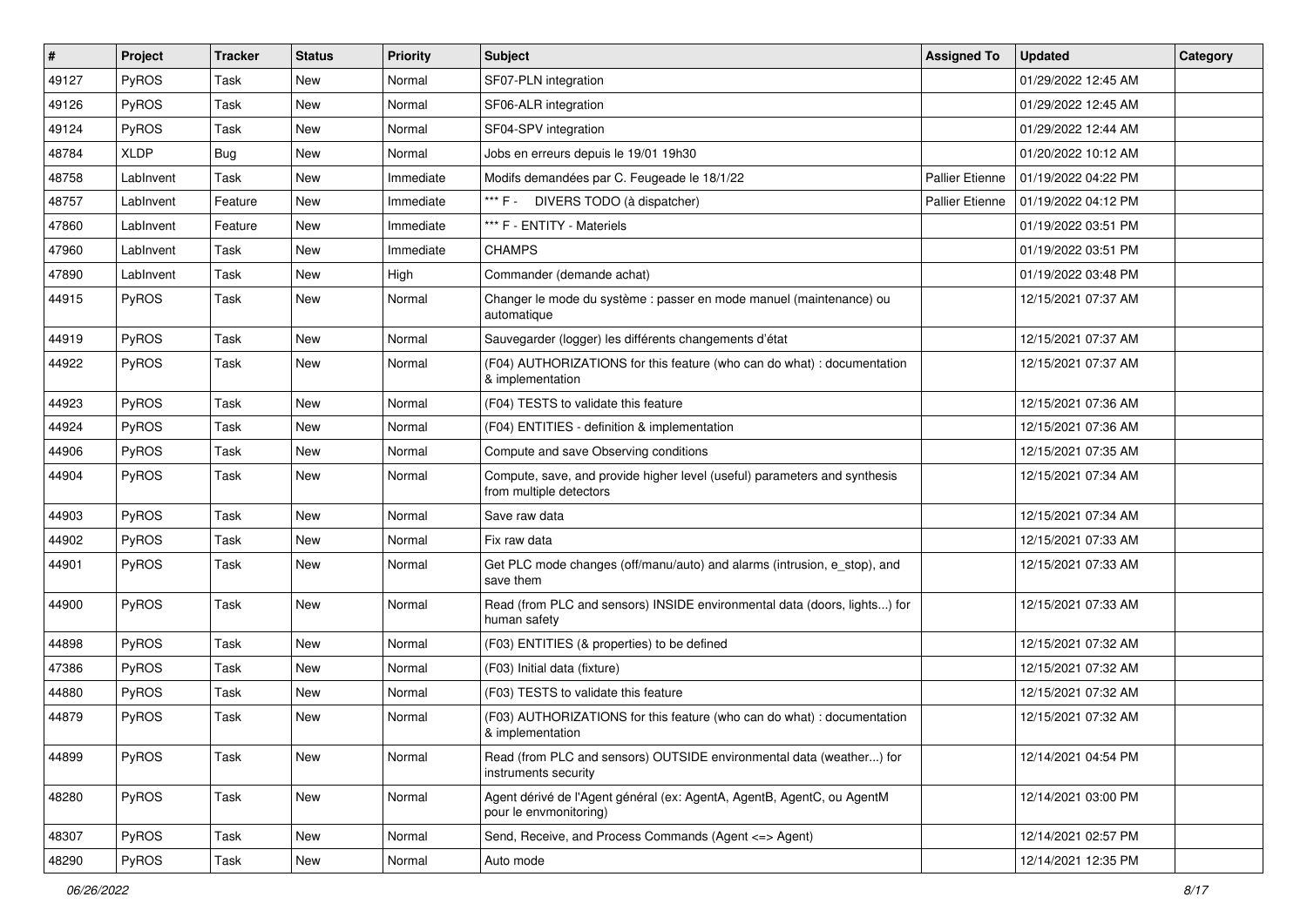| # | Project | Tracker | Status | Priority | Subject | Assigned To | Updated | Category |
|---|---|---|---|---|---|---|---|---|
| 49127 | PyROS | Task | New | Normal | SF07-PLN integration | | 01/29/2022 12:45 AM | |
| 49126 | PyROS | Task | New | Normal | SF06-ALR integration | | 01/29/2022 12:45 AM | |
| 49124 | PyROS | Task | New | Normal | SF04-SPV integration | | 01/29/2022 12:44 AM | |
| 48784 | XLDP | Bug | New | Normal | Jobs en erreurs depuis le 19/01 19h30 | | 01/20/2022 10:12 AM | |
| 48758 | LabInvent | Task | New | Immediate | Modifs demandées par C. Feugeade le 18/1/22 | Pallier Etienne | 01/19/2022 04:22 PM | |
| 48757 | LabInvent | Feature | New | Immediate | *** F - DIVERS TODO (à dispatcher) | Pallier Etienne | 01/19/2022 04:12 PM | |
| 47860 | LabInvent | Feature | New | Immediate | *** F - ENTITY - Materiels | | 01/19/2022 03:51 PM | |
| 47960 | LabInvent | Task | New | Immediate | CHAMPS | | 01/19/2022 03:51 PM | |
| 47890 | LabInvent | Task | New | High | Commander (demande achat) | | 01/19/2022 03:48 PM | |
| 44915 | PyROS | Task | New | Normal | Changer le mode du système : passer en mode manuel (maintenance) ou automatique | | 12/15/2021 07:37 AM | |
| 44919 | PyROS | Task | New | Normal | Sauvegarder (logger) les différents changements d'état | | 12/15/2021 07:37 AM | |
| 44922 | PyROS | Task | New | Normal | (F04) AUTHORIZATIONS for this feature (who can do what) : documentation & implementation | | 12/15/2021 07:37 AM | |
| 44923 | PyROS | Task | New | Normal | (F04) TESTS to validate this feature | | 12/15/2021 07:36 AM | |
| 44924 | PyROS | Task | New | Normal | (F04) ENTITIES - definition & implementation | | 12/15/2021 07:36 AM | |
| 44906 | PyROS | Task | New | Normal | Compute and save Observing conditions | | 12/15/2021 07:35 AM | |
| 44904 | PyROS | Task | New | Normal | Compute, save, and provide higher level (useful) parameters and synthesis from multiple detectors | | 12/15/2021 07:34 AM | |
| 44903 | PyROS | Task | New | Normal | Save raw data | | 12/15/2021 07:34 AM | |
| 44902 | PyROS | Task | New | Normal | Fix raw data | | 12/15/2021 07:33 AM | |
| 44901 | PyROS | Task | New | Normal | Get PLC mode changes (off/manu/auto) and alarms (intrusion, e_stop), and save them | | 12/15/2021 07:33 AM | |
| 44900 | PyROS | Task | New | Normal | Read (from PLC and sensors) INSIDE environmental data (doors, lights...) for human safety | | 12/15/2021 07:33 AM | |
| 44898 | PyROS | Task | New | Normal | (F03) ENTITIES (& properties) to be defined | | 12/15/2021 07:32 AM | |
| 47386 | PyROS | Task | New | Normal | (F03) Initial data (fixture) | | 12/15/2021 07:32 AM | |
| 44880 | PyROS | Task | New | Normal | (F03) TESTS to validate this feature | | 12/15/2021 07:32 AM | |
| 44879 | PyROS | Task | New | Normal | (F03) AUTHORIZATIONS for this feature (who can do what) : documentation & implementation | | 12/15/2021 07:32 AM | |
| 44899 | PyROS | Task | New | Normal | Read (from PLC and sensors) OUTSIDE environmental data (weather...) for instruments security | | 12/14/2021 04:54 PM | |
| 48280 | PyROS | Task | New | Normal | Agent dérivé de l'Agent général (ex: AgentA, AgentB, AgentC, ou AgentM pour le envmonitoring) | | 12/14/2021 03:00 PM | |
| 48307 | PyROS | Task | New | Normal | Send, Receive, and Process Commands (Agent <=> Agent) | | 12/14/2021 02:57 PM | |
| 48290 | PyROS | Task | New | Normal | Auto mode | | 12/14/2021 12:35 PM | |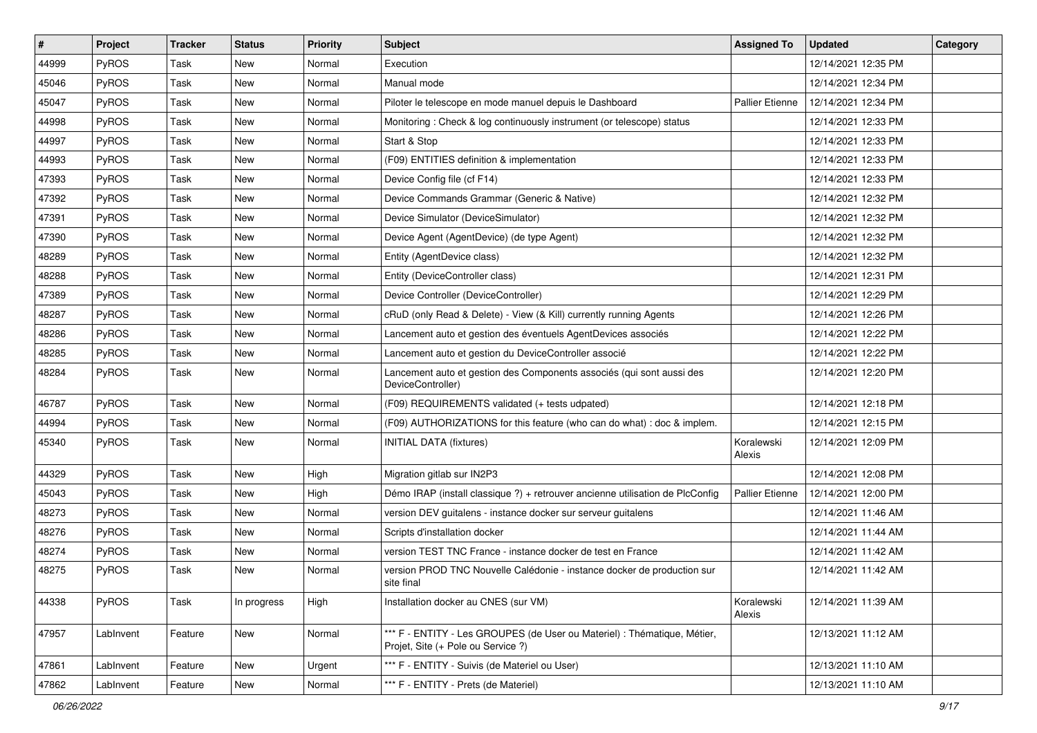| # | Project | Tracker | Status | Priority | Subject | Assigned To | Updated | Category |
|---|---|---|---|---|---|---|---|---|
| 44999 | PyROS | Task | New | Normal | Execution | | 12/14/2021 12:35 PM | |
| 45046 | PyROS | Task | New | Normal | Manual mode | | 12/14/2021 12:34 PM | |
| 45047 | PyROS | Task | New | Normal | Piloter le telescope en mode manuel depuis le Dashboard | Pallier Etienne | 12/14/2021 12:34 PM | |
| 44998 | PyROS | Task | New | Normal | Monitoring : Check & log continuously instrument (or telescope) status | | 12/14/2021 12:33 PM | |
| 44997 | PyROS | Task | New | Normal | Start & Stop | | 12/14/2021 12:33 PM | |
| 44993 | PyROS | Task | New | Normal | (F09) ENTITIES definition & implementation | | 12/14/2021 12:33 PM | |
| 47393 | PyROS | Task | New | Normal | Device Config file (cf F14) | | 12/14/2021 12:33 PM | |
| 47392 | PyROS | Task | New | Normal | Device Commands Grammar (Generic & Native) | | 12/14/2021 12:32 PM | |
| 47391 | PyROS | Task | New | Normal | Device Simulator (DeviceSimulator) | | 12/14/2021 12:32 PM | |
| 47390 | PyROS | Task | New | Normal | Device Agent (AgentDevice) (de type Agent) | | 12/14/2021 12:32 PM | |
| 48289 | PyROS | Task | New | Normal | Entity (AgentDevice class) | | 12/14/2021 12:32 PM | |
| 48288 | PyROS | Task | New | Normal | Entity (DeviceController class) | | 12/14/2021 12:31 PM | |
| 47389 | PyROS | Task | New | Normal | Device Controller (DeviceController) | | 12/14/2021 12:29 PM | |
| 48287 | PyROS | Task | New | Normal | cRuD (only Read & Delete) - View (& Kill) currently running Agents | | 12/14/2021 12:26 PM | |
| 48286 | PyROS | Task | New | Normal | Lancement auto et gestion des éventuels AgentDevices associés | | 12/14/2021 12:22 PM | |
| 48285 | PyROS | Task | New | Normal | Lancement auto et gestion du DeviceController associé | | 12/14/2021 12:22 PM | |
| 48284 | PyROS | Task | New | Normal | Lancement auto et gestion des Components associés (qui sont aussi des DeviceController) | | 12/14/2021 12:20 PM | |
| 46787 | PyROS | Task | New | Normal | (F09) REQUIREMENTS validated (+ tests udpated) | | 12/14/2021 12:18 PM | |
| 44994 | PyROS | Task | New | Normal | (F09) AUTHORIZATIONS for this feature (who can do what) : doc & implem. | | 12/14/2021 12:15 PM | |
| 45340 | PyROS | Task | New | Normal | INITIAL DATA (fixtures) | Koralewski Alexis | 12/14/2021 12:09 PM | |
| 44329 | PyROS | Task | New | High | Migration gitlab sur IN2P3 | | 12/14/2021 12:08 PM | |
| 45043 | PyROS | Task | New | High | Démo IRAP (install classique ?) + retrouver ancienne utilisation de PlcConfig | Pallier Etienne | 12/14/2021 12:00 PM | |
| 48273 | PyROS | Task | New | Normal | version DEV guitalens - instance docker sur serveur guitalens | | 12/14/2021 11:46 AM | |
| 48276 | PyROS | Task | New | Normal | Scripts d'installation docker | | 12/14/2021 11:44 AM | |
| 48274 | PyROS | Task | New | Normal | version TEST TNC France - instance docker de test en France | | 12/14/2021 11:42 AM | |
| 48275 | PyROS | Task | New | Normal | version PROD TNC Nouvelle Calédonie - instance docker de production sur site final | | 12/14/2021 11:42 AM | |
| 44338 | PyROS | Task | In progress | High | Installation docker au CNES (sur VM) | Koralewski Alexis | 12/14/2021 11:39 AM | |
| 47957 | LabInvent | Feature | New | Normal | *** F - ENTITY - Les GROUPES (de User ou Materiel) : Thématique, Métier, Projet, Site (+ Pole ou Service ?) | | 12/13/2021 11:12 AM | |
| 47861 | LabInvent | Feature | New | Urgent | *** F - ENTITY - Suivis (de Materiel ou User) | | 12/13/2021 11:10 AM | |
| 47862 | LabInvent | Feature | New | Normal | *** F - ENTITY - Prets (de Materiel) | | 12/13/2021 11:10 AM | |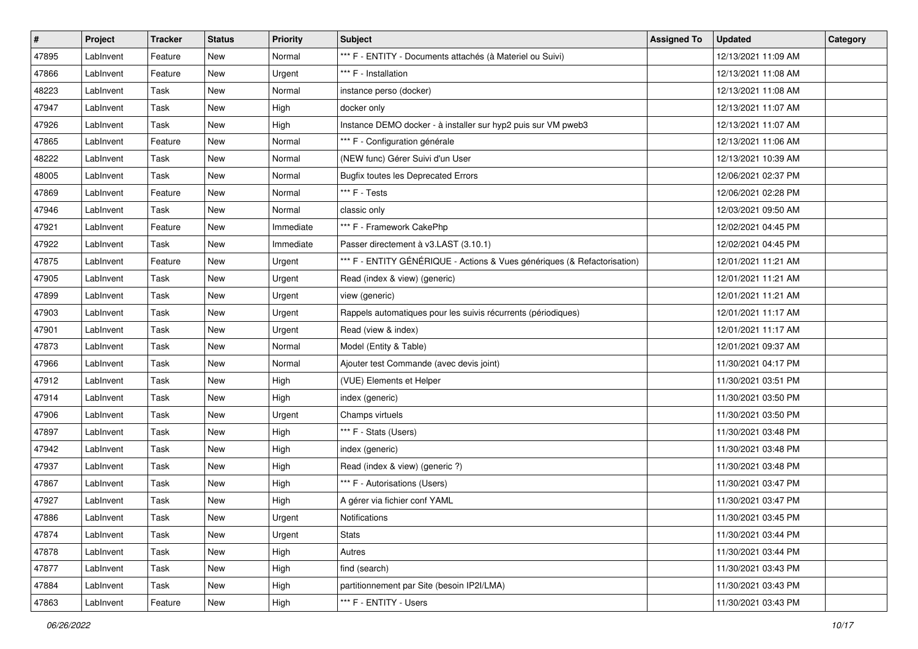| # | Project | Tracker | Status | Priority | Subject | Assigned To | Updated | Category |
|---|---|---|---|---|---|---|---|---|
| 47895 | LabInvent | Feature | New | Normal | *** F - ENTITY - Documents attachés (à Materiel ou Suivi) | | 12/13/2021 11:09 AM | |
| 47866 | LabInvent | Feature | New | Urgent | *** F - Installation | | 12/13/2021 11:08 AM | |
| 48223 | LabInvent | Task | New | Normal | instance perso (docker) | | 12/13/2021 11:08 AM | |
| 47947 | LabInvent | Task | New | High | docker only | | 12/13/2021 11:07 AM | |
| 47926 | LabInvent | Task | New | High | Instance DEMO docker - à installer sur hyp2 puis sur VM pweb3 | | 12/13/2021 11:07 AM | |
| 47865 | LabInvent | Feature | New | Normal | *** F - Configuration générale | | 12/13/2021 11:06 AM | |
| 48222 | LabInvent | Task | New | Normal | (NEW func) Gérer Suivi d'un User | | 12/13/2021 10:39 AM | |
| 48005 | LabInvent | Task | New | Normal | Bugfix toutes les Deprecated Errors | | 12/06/2021 02:37 PM | |
| 47869 | LabInvent | Feature | New | Normal | *** F - Tests | | 12/06/2021 02:28 PM | |
| 47946 | LabInvent | Task | New | Normal | classic only | | 12/03/2021 09:50 AM | |
| 47921 | LabInvent | Feature | New | Immediate | *** F - Framework CakePhp | | 12/02/2021 04:45 PM | |
| 47922 | LabInvent | Task | New | Immediate | Passer directement à v3.LAST (3.10.1) | | 12/02/2021 04:45 PM | |
| 47875 | LabInvent | Feature | New | Urgent | *** F - ENTITY GÉNÉRIQUE - Actions & Vues génériques (& Refactorisation) | | 12/01/2021 11:21 AM | |
| 47905 | LabInvent | Task | New | Urgent | Read (index & view) (generic) | | 12/01/2021 11:21 AM | |
| 47899 | LabInvent | Task | New | Urgent | view (generic) | | 12/01/2021 11:21 AM | |
| 47903 | LabInvent | Task | New | Urgent | Rappels automatiques pour les suivis récurrents (périodiques) | | 12/01/2021 11:17 AM | |
| 47901 | LabInvent | Task | New | Urgent | Read (view & index) | | 12/01/2021 11:17 AM | |
| 47873 | LabInvent | Task | New | Normal | Model (Entity & Table) | | 12/01/2021 09:37 AM | |
| 47966 | LabInvent | Task | New | Normal | Ajouter test Commande (avec devis joint) | | 11/30/2021 04:17 PM | |
| 47912 | LabInvent | Task | New | High | (VUE) Elements et Helper | | 11/30/2021 03:51 PM | |
| 47914 | LabInvent | Task | New | High | index (generic) | | 11/30/2021 03:50 PM | |
| 47906 | LabInvent | Task | New | Urgent | Champs virtuels | | 11/30/2021 03:50 PM | |
| 47897 | LabInvent | Task | New | High | *** F - Stats (Users) | | 11/30/2021 03:48 PM | |
| 47942 | LabInvent | Task | New | High | index (generic) | | 11/30/2021 03:48 PM | |
| 47937 | LabInvent | Task | New | High | Read (index & view) (generic ?) | | 11/30/2021 03:48 PM | |
| 47867 | LabInvent | Task | New | High | *** F - Autorisations (Users) | | 11/30/2021 03:47 PM | |
| 47927 | LabInvent | Task | New | High | A gérer via fichier conf YAML | | 11/30/2021 03:47 PM | |
| 47886 | LabInvent | Task | New | Urgent | Notifications | | 11/30/2021 03:45 PM | |
| 47874 | LabInvent | Task | New | Urgent | Stats | | 11/30/2021 03:44 PM | |
| 47878 | LabInvent | Task | New | High | Autres | | 11/30/2021 03:44 PM | |
| 47877 | LabInvent | Task | New | High | find (search) | | 11/30/2021 03:43 PM | |
| 47884 | LabInvent | Task | New | High | partitionnement par Site (besoin IP2I/LMA) | | 11/30/2021 03:43 PM | |
| 47863 | LabInvent | Feature | New | High | *** F - ENTITY - Users | | 11/30/2021 03:43 PM | |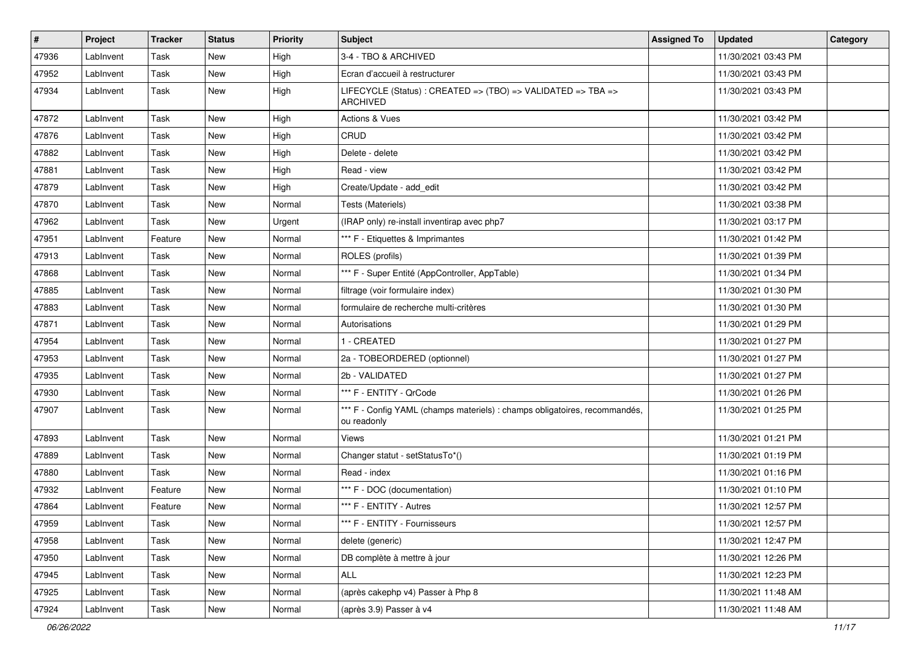| # | Project | Tracker | Status | Priority | Subject | Assigned To | Updated | Category |
|---|---|---|---|---|---|---|---|---|
| 47936 | LabInvent | Task | New | High | 3-4 - TBO & ARCHIVED | | 11/30/2021 03:43 PM | |
| 47952 | LabInvent | Task | New | High | Ecran d'accueil à restructurer | | 11/30/2021 03:43 PM | |
| 47934 | LabInvent | Task | New | High | LIFECYCLE (Status) : CREATED => (TBO) => VALIDATED => TBA => ARCHIVED | | 11/30/2021 03:43 PM | |
| 47872 | LabInvent | Task | New | High | Actions & Vues | | 11/30/2021 03:42 PM | |
| 47876 | LabInvent | Task | New | High | CRUD | | 11/30/2021 03:42 PM | |
| 47882 | LabInvent | Task | New | High | Delete - delete | | 11/30/2021 03:42 PM | |
| 47881 | LabInvent | Task | New | High | Read - view | | 11/30/2021 03:42 PM | |
| 47879 | LabInvent | Task | New | High | Create/Update - add_edit | | 11/30/2021 03:42 PM | |
| 47870 | LabInvent | Task | New | Normal | Tests (Materiels) | | 11/30/2021 03:38 PM | |
| 47962 | LabInvent | Task | New | Urgent | (IRAP only) re-install inventirap avec php7 | | 11/30/2021 03:17 PM | |
| 47951 | LabInvent | Feature | New | Normal | *** F - Etiquettes & Imprimantes | | 11/30/2021 01:42 PM | |
| 47913 | LabInvent | Task | New | Normal | ROLES (profils) | | 11/30/2021 01:39 PM | |
| 47868 | LabInvent | Task | New | Normal | *** F - Super Entité (AppController, AppTable) | | 11/30/2021 01:34 PM | |
| 47885 | LabInvent | Task | New | Normal | filtrage (voir formulaire index) | | 11/30/2021 01:30 PM | |
| 47883 | LabInvent | Task | New | Normal | formulaire de recherche multi-critères | | 11/30/2021 01:30 PM | |
| 47871 | LabInvent | Task | New | Normal | Autorisations | | 11/30/2021 01:29 PM | |
| 47954 | LabInvent | Task | New | Normal | 1 - CREATED | | 11/30/2021 01:27 PM | |
| 47953 | LabInvent | Task | New | Normal | 2a - TOBEORDERED (optionnel) | | 11/30/2021 01:27 PM | |
| 47935 | LabInvent | Task | New | Normal | 2b - VALIDATED | | 11/30/2021 01:27 PM | |
| 47930 | LabInvent | Task | New | Normal | *** F - ENTITY - QrCode | | 11/30/2021 01:26 PM | |
| 47907 | LabInvent | Task | New | Normal | *** F - Config YAML (champs materiels) : champs obligatoires, recommandés, ou readonly | | 11/30/2021 01:25 PM | |
| 47893 | LabInvent | Task | New | Normal | Views | | 11/30/2021 01:21 PM | |
| 47889 | LabInvent | Task | New | Normal | Changer statut - setStatusTo*() | | 11/30/2021 01:19 PM | |
| 47880 | LabInvent | Task | New | Normal | Read - index | | 11/30/2021 01:16 PM | |
| 47932 | LabInvent | Feature | New | Normal | *** F - DOC (documentation) | | 11/30/2021 01:10 PM | |
| 47864 | LabInvent | Feature | New | Normal | *** F - ENTITY - Autres | | 11/30/2021 12:57 PM | |
| 47959 | LabInvent | Task | New | Normal | *** F - ENTITY - Fournisseurs | | 11/30/2021 12:57 PM | |
| 47958 | LabInvent | Task | New | Normal | delete (generic) | | 11/30/2021 12:47 PM | |
| 47950 | LabInvent | Task | New | Normal | DB complète à mettre à jour | | 11/30/2021 12:26 PM | |
| 47945 | LabInvent | Task | New | Normal | ALL | | 11/30/2021 12:23 PM | |
| 47925 | LabInvent | Task | New | Normal | (après cakephp v4) Passer à Php 8 | | 11/30/2021 11:48 AM | |
| 47924 | LabInvent | Task | New | Normal | (après 3.9) Passer à v4 | | 11/30/2021 11:48 AM | |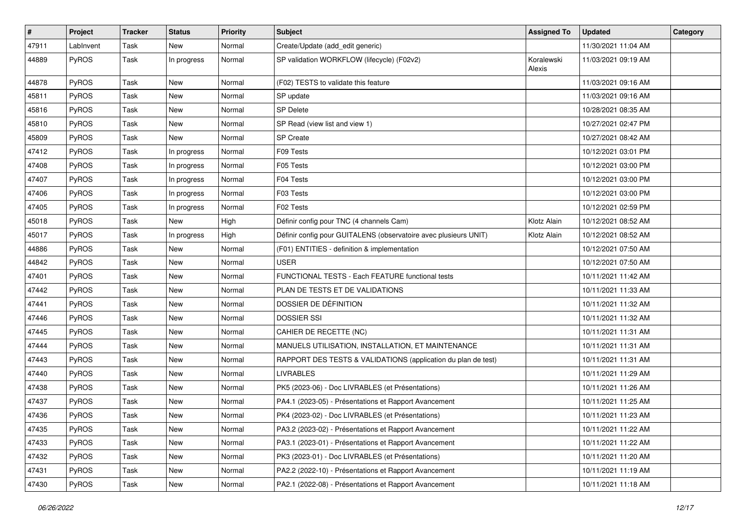| # | Project | Tracker | Status | Priority | Subject | Assigned To | Updated | Category |
|---|---|---|---|---|---|---|---|---|
| 47911 | LabInvent | Task | New | Normal | Create/Update (add_edit generic) | | 11/30/2021 11:04 AM | |
| 44889 | PyROS | Task | In progress | Normal | SP validation WORKFLOW (lifecycle) (F02v2) | Koralewski Alexis | 11/03/2021 09:19 AM | |
| 44878 | PyROS | Task | New | Normal | (F02) TESTS to validate this feature | | 11/03/2021 09:16 AM | |
| 45811 | PyROS | Task | New | Normal | SP update | | 11/03/2021 09:16 AM | |
| 45816 | PyROS | Task | New | Normal | SP Delete | | 10/28/2021 08:35 AM | |
| 45810 | PyROS | Task | New | Normal | SP Read (view list and view 1) | | 10/27/2021 02:47 PM | |
| 45809 | PyROS | Task | New | Normal | SP Create | | 10/27/2021 08:42 AM | |
| 47412 | PyROS | Task | In progress | Normal | F09 Tests | | 10/12/2021 03:01 PM | |
| 47408 | PyROS | Task | In progress | Normal | F05 Tests | | 10/12/2021 03:00 PM | |
| 47407 | PyROS | Task | In progress | Normal | F04 Tests | | 10/12/2021 03:00 PM | |
| 47406 | PyROS | Task | In progress | Normal | F03 Tests | | 10/12/2021 03:00 PM | |
| 47405 | PyROS | Task | In progress | Normal | F02 Tests | | 10/12/2021 02:59 PM | |
| 45018 | PyROS | Task | New | High | Définir config pour TNC (4 channels Cam) | Klotz Alain | 10/12/2021 08:52 AM | |
| 45017 | PyROS | Task | In progress | High | Définir config pour GUITALENS (observatoire avec plusieurs UNIT) | Klotz Alain | 10/12/2021 08:52 AM | |
| 44886 | PyROS | Task | New | Normal | (F01) ENTITIES - definition & implementation | | 10/12/2021 07:50 AM | |
| 44842 | PyROS | Task | New | Normal | USER | | 10/12/2021 07:50 AM | |
| 47401 | PyROS | Task | New | Normal | FUNCTIONAL TESTS - Each FEATURE functional tests | | 10/11/2021 11:42 AM | |
| 47442 | PyROS | Task | New | Normal | PLAN DE TESTS ET DE VALIDATIONS | | 10/11/2021 11:33 AM | |
| 47441 | PyROS | Task | New | Normal | DOSSIER DE DÉFINITION | | 10/11/2021 11:32 AM | |
| 47446 | PyROS | Task | New | Normal | DOSSIER SSI | | 10/11/2021 11:32 AM | |
| 47445 | PyROS | Task | New | Normal | CAHIER DE RECETTE (NC) | | 10/11/2021 11:31 AM | |
| 47444 | PyROS | Task | New | Normal | MANUELS UTILISATION, INSTALLATION, ET MAINTENANCE | | 10/11/2021 11:31 AM | |
| 47443 | PyROS | Task | New | Normal | RAPPORT DES TESTS & VALIDATIONS (application du plan de test) | | 10/11/2021 11:31 AM | |
| 47440 | PyROS | Task | New | Normal | LIVRABLES | | 10/11/2021 11:29 AM | |
| 47438 | PyROS | Task | New | Normal | PK5 (2023-06) - Doc LIVRABLES (et Présentations) | | 10/11/2021 11:26 AM | |
| 47437 | PyROS | Task | New | Normal | PA4.1 (2023-05) - Présentations et Rapport Avancement | | 10/11/2021 11:25 AM | |
| 47436 | PyROS | Task | New | Normal | PK4 (2023-02) - Doc LIVRABLES (et Présentations) | | 10/11/2021 11:23 AM | |
| 47435 | PyROS | Task | New | Normal | PA3.2 (2023-02) - Présentations et Rapport Avancement | | 10/11/2021 11:22 AM | |
| 47433 | PyROS | Task | New | Normal | PA3.1 (2023-01) - Présentations et Rapport Avancement | | 10/11/2021 11:22 AM | |
| 47432 | PyROS | Task | New | Normal | PK3 (2023-01) - Doc LIVRABLES (et Présentations) | | 10/11/2021 11:20 AM | |
| 47431 | PyROS | Task | New | Normal | PA2.2 (2022-10) - Présentations et Rapport Avancement | | 10/11/2021 11:19 AM | |
| 47430 | PyROS | Task | New | Normal | PA2.1 (2022-08) - Présentations et Rapport Avancement | | 10/11/2021 11:18 AM | |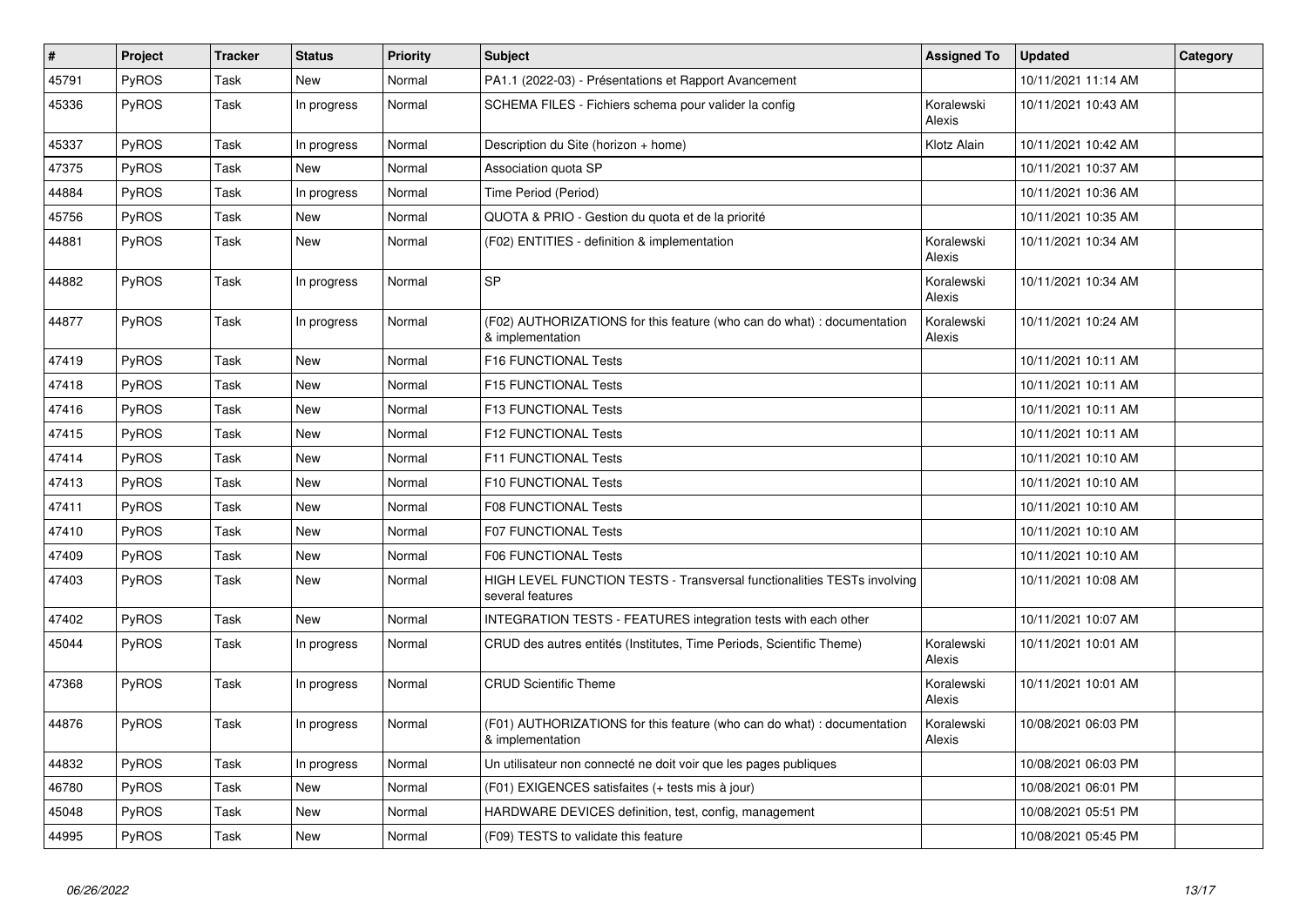| # | Project | Tracker | Status | Priority | Subject | Assigned To | Updated | Category |
|---|---|---|---|---|---|---|---|---|
| 45791 | PyROS | Task | New | Normal | PA1.1 (2022-03) - Présentations et Rapport Avancement | | 10/11/2021 11:14 AM | |
| 45336 | PyROS | Task | In progress | Normal | SCHEMA FILES - Fichiers schema pour valider la config | Koralewski Alexis | 10/11/2021 10:43 AM | |
| 45337 | PyROS | Task | In progress | Normal | Description du Site (horizon + home) | Klotz Alain | 10/11/2021 10:42 AM | |
| 47375 | PyROS | Task | New | Normal | Association quota SP | | 10/11/2021 10:37 AM | |
| 44884 | PyROS | Task | In progress | Normal | Time Period (Period) | | 10/11/2021 10:36 AM | |
| 45756 | PyROS | Task | New | Normal | QUOTA & PRIO - Gestion du quota et de la priorité | | 10/11/2021 10:35 AM | |
| 44881 | PyROS | Task | New | Normal | (F02) ENTITIES - definition & implementation | Koralewski Alexis | 10/11/2021 10:34 AM | |
| 44882 | PyROS | Task | In progress | Normal | SP | Koralewski Alexis | 10/11/2021 10:34 AM | |
| 44877 | PyROS | Task | In progress | Normal | (F02) AUTHORIZATIONS for this feature (who can do what) : documentation & implementation | Koralewski Alexis | 10/11/2021 10:24 AM | |
| 47419 | PyROS | Task | New | Normal | F16 FUNCTIONAL Tests | | 10/11/2021 10:11 AM | |
| 47418 | PyROS | Task | New | Normal | F15 FUNCTIONAL Tests | | 10/11/2021 10:11 AM | |
| 47416 | PyROS | Task | New | Normal | F13 FUNCTIONAL Tests | | 10/11/2021 10:11 AM | |
| 47415 | PyROS | Task | New | Normal | F12 FUNCTIONAL Tests | | 10/11/2021 10:11 AM | |
| 47414 | PyROS | Task | New | Normal | F11 FUNCTIONAL Tests | | 10/11/2021 10:10 AM | |
| 47413 | PyROS | Task | New | Normal | F10 FUNCTIONAL Tests | | 10/11/2021 10:10 AM | |
| 47411 | PyROS | Task | New | Normal | F08 FUNCTIONAL Tests | | 10/11/2021 10:10 AM | |
| 47410 | PyROS | Task | New | Normal | F07 FUNCTIONAL Tests | | 10/11/2021 10:10 AM | |
| 47409 | PyROS | Task | New | Normal | F06 FUNCTIONAL Tests | | 10/11/2021 10:10 AM | |
| 47403 | PyROS | Task | New | Normal | HIGH LEVEL FUNCTION TESTS - Transversal functionalities TESTs involving several features | | 10/11/2021 10:08 AM | |
| 47402 | PyROS | Task | New | Normal | INTEGRATION TESTS - FEATURES integration tests with each other | | 10/11/2021 10:07 AM | |
| 45044 | PyROS | Task | In progress | Normal | CRUD des autres entités (Institutes, Time Periods, Scientific Theme) | Koralewski Alexis | 10/11/2021 10:01 AM | |
| 47368 | PyROS | Task | In progress | Normal | CRUD Scientific Theme | Koralewski Alexis | 10/11/2021 10:01 AM | |
| 44876 | PyROS | Task | In progress | Normal | (F01) AUTHORIZATIONS for this feature (who can do what) : documentation & implementation | Koralewski Alexis | 10/08/2021 06:03 PM | |
| 44832 | PyROS | Task | In progress | Normal | Un utilisateur non connecté ne doit voir que les pages publiques | | 10/08/2021 06:03 PM | |
| 46780 | PyROS | Task | New | Normal | (F01) EXIGENCES satisfaites (+ tests mis à jour) | | 10/08/2021 06:01 PM | |
| 45048 | PyROS | Task | New | Normal | HARDWARE DEVICES definition, test, config, management | | 10/08/2021 05:51 PM | |
| 44995 | PyROS | Task | New | Normal | (F09) TESTS to validate this feature | | 10/08/2021 05:45 PM | |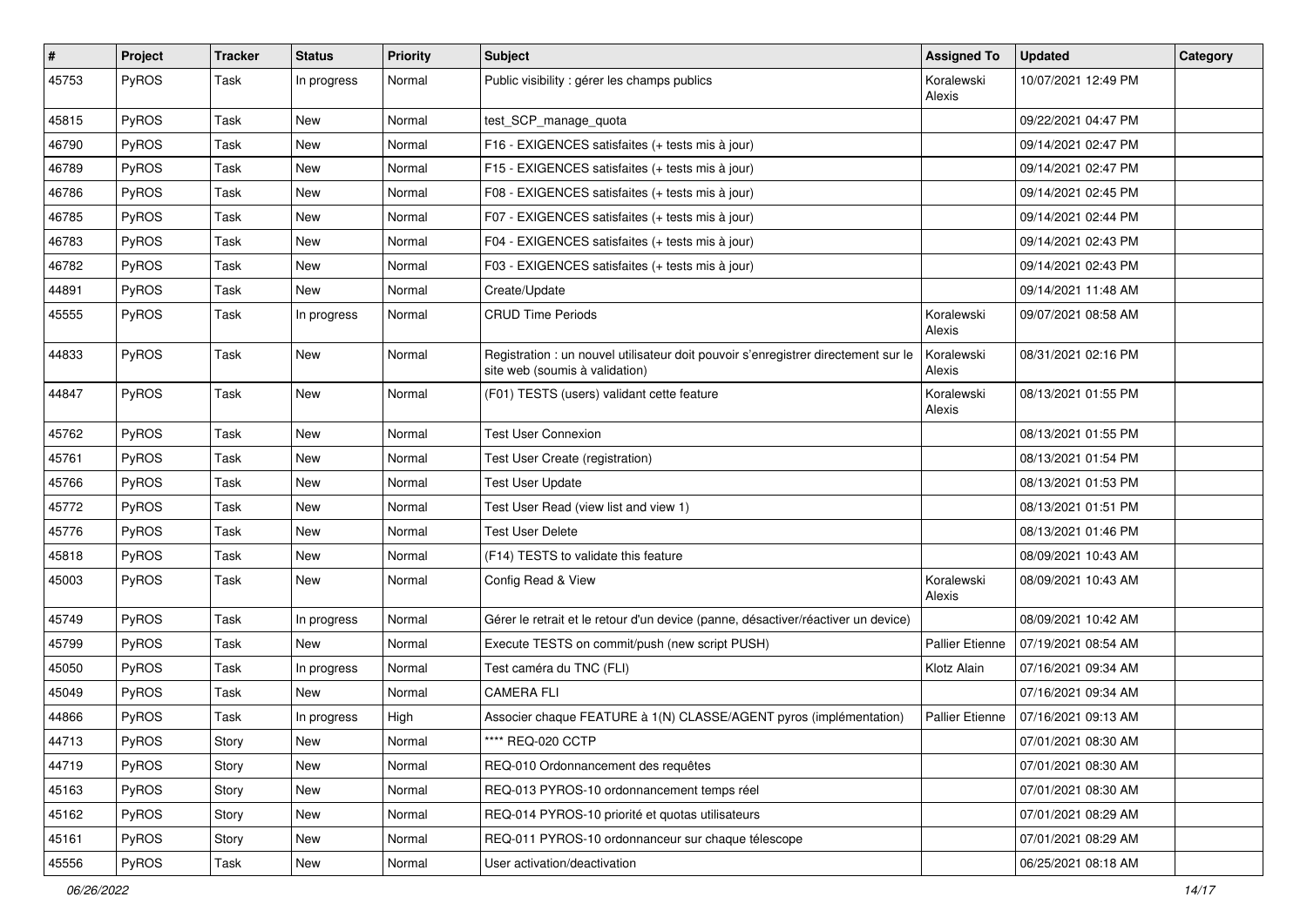| # | Project | Tracker | Status | Priority | Subject | Assigned To | Updated | Category |
|---|---|---|---|---|---|---|---|---|
| 45753 | PyROS | Task | In progress | Normal | Public visibility : gérer les champs publics | Koralewski Alexis | 10/07/2021 12:49 PM | |
| 45815 | PyROS | Task | New | Normal | test_SCP_manage_quota | | 09/22/2021 04:47 PM | |
| 46790 | PyROS | Task | New | Normal | F16 - EXIGENCES satisfaites (+ tests mis à jour) | | 09/14/2021 02:47 PM | |
| 46789 | PyROS | Task | New | Normal | F15 - EXIGENCES satisfaites (+ tests mis à jour) | | 09/14/2021 02:47 PM | |
| 46786 | PyROS | Task | New | Normal | F08 - EXIGENCES satisfaites (+ tests mis à jour) | | 09/14/2021 02:45 PM | |
| 46785 | PyROS | Task | New | Normal | F07 - EXIGENCES satisfaites (+ tests mis à jour) | | 09/14/2021 02:44 PM | |
| 46783 | PyROS | Task | New | Normal | F04 - EXIGENCES satisfaites (+ tests mis à jour) | | 09/14/2021 02:43 PM | |
| 46782 | PyROS | Task | New | Normal | F03 - EXIGENCES satisfaites (+ tests mis à jour) | | 09/14/2021 02:43 PM | |
| 44891 | PyROS | Task | New | Normal | Create/Update | | 09/14/2021 11:48 AM | |
| 45555 | PyROS | Task | In progress | Normal | CRUD Time Periods | Koralewski Alexis | 09/07/2021 08:58 AM | |
| 44833 | PyROS | Task | New | Normal | Registration : un nouvel utilisateur doit pouvoir s'enregistrer directement sur le site web (soumis à validation) | Koralewski Alexis | 08/31/2021 02:16 PM | |
| 44847 | PyROS | Task | New | Normal | (F01) TESTS (users) validant cette feature | Koralewski Alexis | 08/13/2021 01:55 PM | |
| 45762 | PyROS | Task | New | Normal | Test User Connexion | | 08/13/2021 01:55 PM | |
| 45761 | PyROS | Task | New | Normal | Test User Create (registration) | | 08/13/2021 01:54 PM | |
| 45766 | PyROS | Task | New | Normal | Test User Update | | 08/13/2021 01:53 PM | |
| 45772 | PyROS | Task | New | Normal | Test User Read (view list and view 1) | | 08/13/2021 01:51 PM | |
| 45776 | PyROS | Task | New | Normal | Test User Delete | | 08/13/2021 01:46 PM | |
| 45818 | PyROS | Task | New | Normal | (F14) TESTS to validate this feature | | 08/09/2021 10:43 AM | |
| 45003 | PyROS | Task | New | Normal | Config Read & View | Koralewski Alexis | 08/09/2021 10:43 AM | |
| 45749 | PyROS | Task | In progress | Normal | Gérer le retrait et le retour d'un device (panne, désactiver/réactiver un device) | | 08/09/2021 10:42 AM | |
| 45799 | PyROS | Task | New | Normal | Execute TESTS on commit/push (new script PUSH) | Pallier Etienne | 07/19/2021 08:54 AM | |
| 45050 | PyROS | Task | In progress | Normal | Test caméra du TNC (FLI) | Klotz Alain | 07/16/2021 09:34 AM | |
| 45049 | PyROS | Task | New | Normal | CAMERA FLI | | 07/16/2021 09:34 AM | |
| 44866 | PyROS | Task | In progress | High | Associer chaque FEATURE à 1(N) CLASSE/AGENT pyros (implémentation) | Pallier Etienne | 07/16/2021 09:13 AM | |
| 44713 | PyROS | Story | New | Normal | **** REQ-020 CCTP | | 07/01/2021 08:30 AM | |
| 44719 | PyROS | Story | New | Normal | REQ-010 Ordonnancement des requêtes | | 07/01/2021 08:30 AM | |
| 45163 | PyROS | Story | New | Normal | REQ-013 PYROS-10 ordonnancement temps réel | | 07/01/2021 08:30 AM | |
| 45162 | PyROS | Story | New | Normal | REQ-014 PYROS-10 priorité et quotas utilisateurs | | 07/01/2021 08:29 AM | |
| 45161 | PyROS | Story | New | Normal | REQ-011 PYROS-10 ordonnanceur sur chaque télescope | | 07/01/2021 08:29 AM | |
| 45556 | PyROS | Task | New | Normal | User activation/deactivation | | 06/25/2021 08:18 AM | |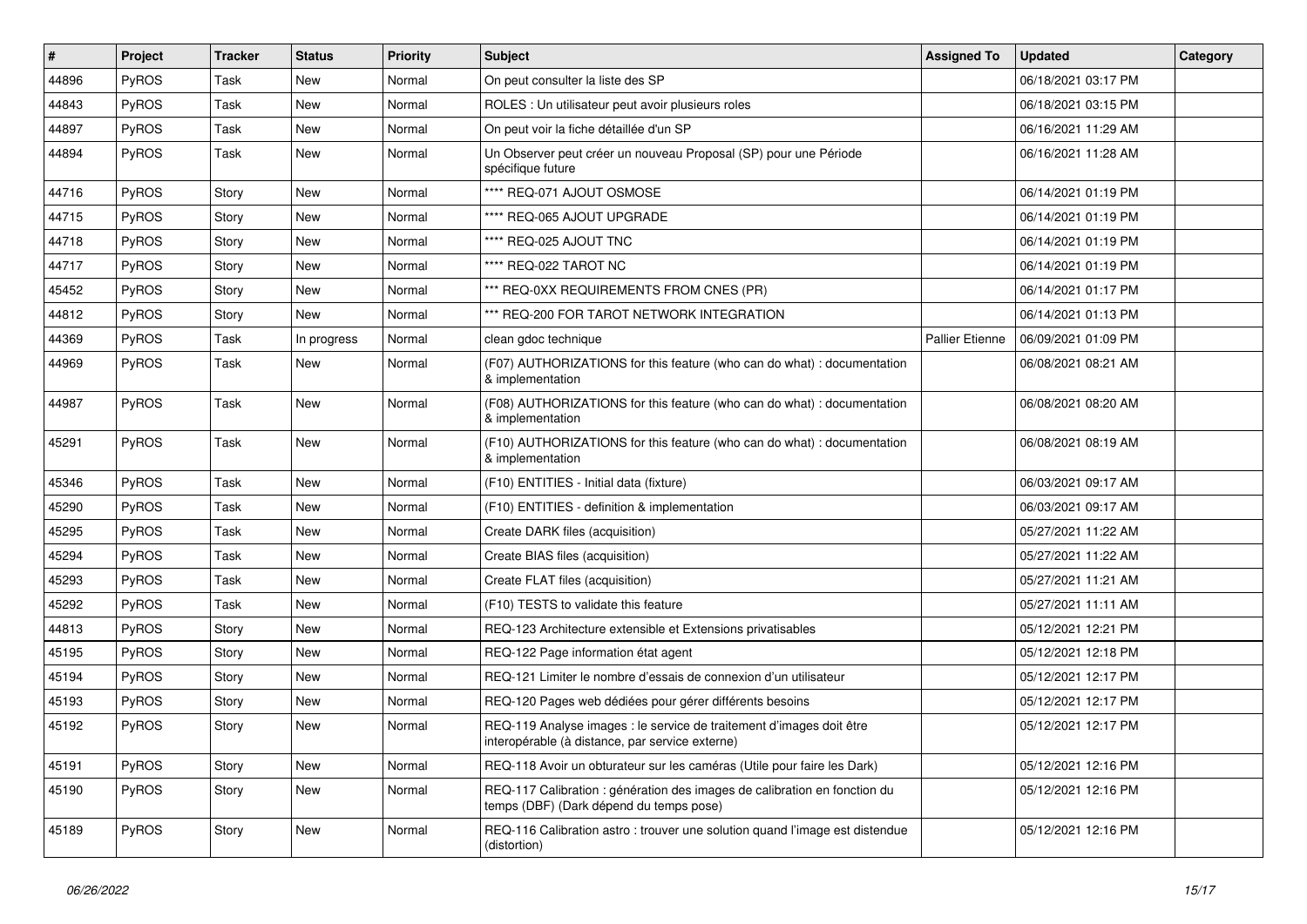| # | Project | Tracker | Status | Priority | Subject | Assigned To | Updated | Category |
|---|---|---|---|---|---|---|---|---|
| 44896 | PyROS | Task | New | Normal | On peut consulter la liste des SP | | 06/18/2021 03:17 PM | |
| 44843 | PyROS | Task | New | Normal | ROLES : Un utilisateur peut avoir plusieurs roles | | 06/18/2021 03:15 PM | |
| 44897 | PyROS | Task | New | Normal | On peut voir la fiche détaillée d'un SP | | 06/16/2021 11:29 AM | |
| 44894 | PyROS | Task | New | Normal | Un Observer peut créer un nouveau Proposal (SP) pour une Période spécifique future | | 06/16/2021 11:28 AM | |
| 44716 | PyROS | Story | New | Normal | **** REQ-071 AJOUT OSMOSE | | 06/14/2021 01:19 PM | |
| 44715 | PyROS | Story | New | Normal | **** REQ-065 AJOUT UPGRADE | | 06/14/2021 01:19 PM | |
| 44718 | PyROS | Story | New | Normal | **** REQ-025 AJOUT TNC | | 06/14/2021 01:19 PM | |
| 44717 | PyROS | Story | New | Normal | **** REQ-022 TAROT NC | | 06/14/2021 01:19 PM | |
| 45452 | PyROS | Story | New | Normal | *** REQ-0XX REQUIREMENTS FROM CNES (PR) | | 06/14/2021 01:17 PM | |
| 44812 | PyROS | Story | New | Normal | *** REQ-200 FOR TAROT NETWORK INTEGRATION | | 06/14/2021 01:13 PM | |
| 44369 | PyROS | Task | In progress | Normal | clean gdoc technique | Pallier Etienne | 06/09/2021 01:09 PM | |
| 44969 | PyROS | Task | New | Normal | (F07) AUTHORIZATIONS for this feature (who can do what) : documentation & implementation | | 06/08/2021 08:21 AM | |
| 44987 | PyROS | Task | New | Normal | (F08) AUTHORIZATIONS for this feature (who can do what) : documentation & implementation | | 06/08/2021 08:20 AM | |
| 45291 | PyROS | Task | New | Normal | (F10) AUTHORIZATIONS for this feature (who can do what) : documentation & implementation | | 06/08/2021 08:19 AM | |
| 45346 | PyROS | Task | New | Normal | (F10) ENTITIES - Initial data (fixture) | | 06/03/2021 09:17 AM | |
| 45290 | PyROS | Task | New | Normal | (F10) ENTITIES - definition & implementation | | 06/03/2021 09:17 AM | |
| 45295 | PyROS | Task | New | Normal | Create DARK files (acquisition) | | 05/27/2021 11:22 AM | |
| 45294 | PyROS | Task | New | Normal | Create BIAS files (acquisition) | | 05/27/2021 11:22 AM | |
| 45293 | PyROS | Task | New | Normal | Create FLAT files (acquisition) | | 05/27/2021 11:21 AM | |
| 45292 | PyROS | Task | New | Normal | (F10) TESTS to validate this feature | | 05/27/2021 11:11 AM | |
| 44813 | PyROS | Story | New | Normal | REQ-123 Architecture extensible et Extensions privatisables | | 05/12/2021 12:21 PM | |
| 45195 | PyROS | Story | New | Normal | REQ-122 Page information état agent | | 05/12/2021 12:18 PM | |
| 45194 | PyROS | Story | New | Normal | REQ-121 Limiter le nombre d'essais de connexion d'un utilisateur | | 05/12/2021 12:17 PM | |
| 45193 | PyROS | Story | New | Normal | REQ-120 Pages web dédiées pour gérer différents besoins | | 05/12/2021 12:17 PM | |
| 45192 | PyROS | Story | New | Normal | REQ-119 Analyse images : le service de traitement d'images doit être interopérable (à distance, par service externe) | | 05/12/2021 12:17 PM | |
| 45191 | PyROS | Story | New | Normal | REQ-118 Avoir un obturateur sur les caméras (Utile pour faire les Dark) | | 05/12/2021 12:16 PM | |
| 45190 | PyROS | Story | New | Normal | REQ-117 Calibration : génération des images de calibration en fonction du temps (DBF) (Dark dépend du temps pose) | | 05/12/2021 12:16 PM | |
| 45189 | PyROS | Story | New | Normal | REQ-116 Calibration astro : trouver une solution quand l'image est distendue (distortion) | | 05/12/2021 12:16 PM | |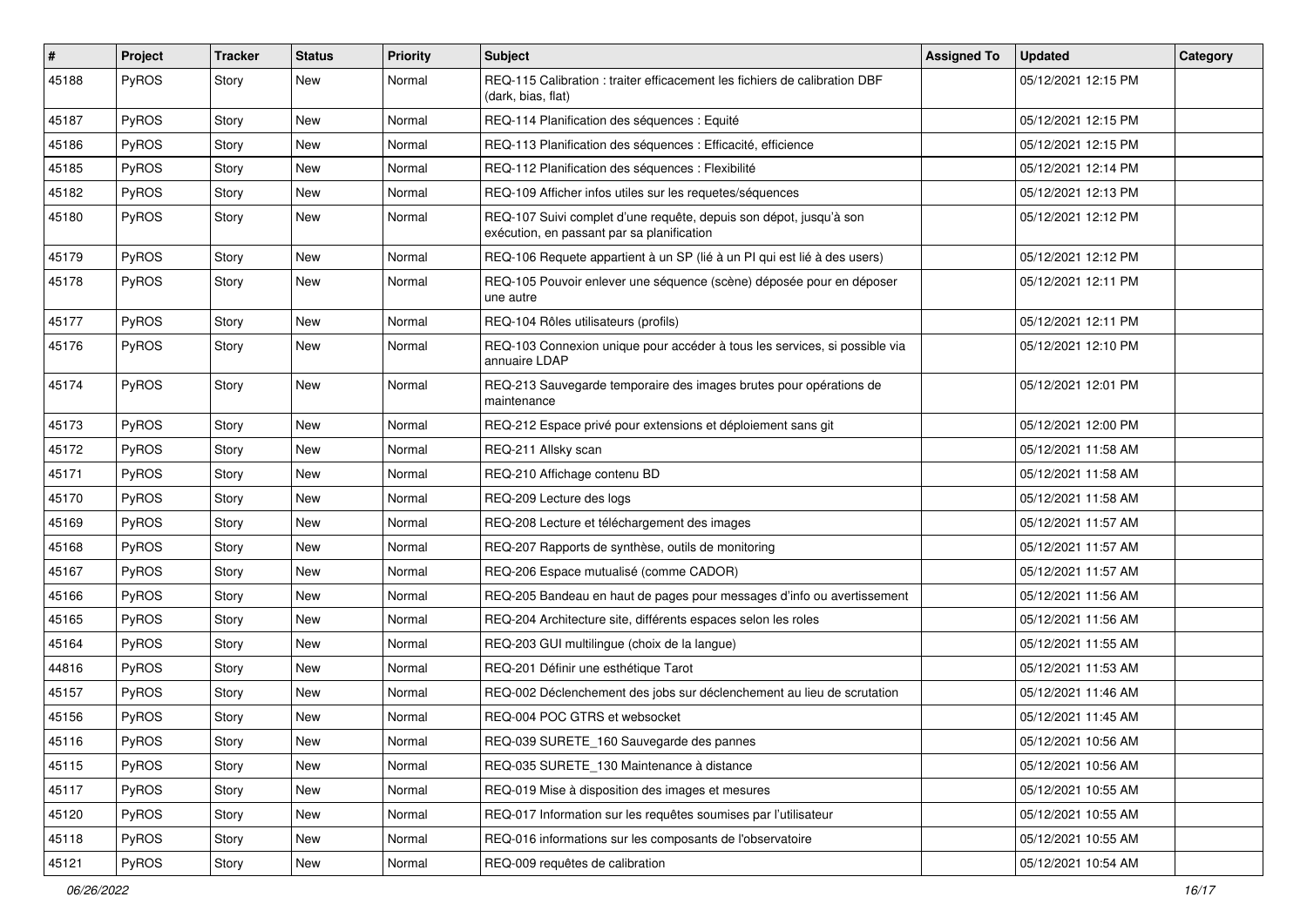| # | Project | Tracker | Status | Priority | Subject | Assigned To | Updated | Category |
|---|---|---|---|---|---|---|---|---|
| 45188 | PyROS | Story | New | Normal | REQ-115 Calibration : traiter efficacement les fichiers de calibration DBF (dark, bias, flat) | | 05/12/2021 12:15 PM | |
| 45187 | PyROS | Story | New | Normal | REQ-114 Planification des séquences : Equité | | 05/12/2021 12:15 PM | |
| 45186 | PyROS | Story | New | Normal | REQ-113 Planification des séquences : Efficacité, efficience | | 05/12/2021 12:15 PM | |
| 45185 | PyROS | Story | New | Normal | REQ-112 Planification des séquences : Flexibilité | | 05/12/2021 12:14 PM | |
| 45182 | PyROS | Story | New | Normal | REQ-109 Afficher infos utiles sur les requetes/séquences | | 05/12/2021 12:13 PM | |
| 45180 | PyROS | Story | New | Normal | REQ-107 Suivi complet d'une requête, depuis son dépot, jusqu'à son exécution, en passant par sa planification | | 05/12/2021 12:12 PM | |
| 45179 | PyROS | Story | New | Normal | REQ-106 Requete appartient à un SP (lié à un PI qui est lié à des users) | | 05/12/2021 12:12 PM | |
| 45178 | PyROS | Story | New | Normal | REQ-105 Pouvoir enlever une séquence (scène) déposée pour en déposer une autre | | 05/12/2021 12:11 PM | |
| 45177 | PyROS | Story | New | Normal | REQ-104 Rôles utilisateurs (profils) | | 05/12/2021 12:11 PM | |
| 45176 | PyROS | Story | New | Normal | REQ-103 Connexion unique pour accéder à tous les services, si possible via annuaire LDAP | | 05/12/2021 12:10 PM | |
| 45174 | PyROS | Story | New | Normal | REQ-213 Sauvegarde temporaire des images brutes pour opérations de maintenance | | 05/12/2021 12:01 PM | |
| 45173 | PyROS | Story | New | Normal | REQ-212 Espace privé pour extensions et déploiement sans git | | 05/12/2021 12:00 PM | |
| 45172 | PyROS | Story | New | Normal | REQ-211 Allsky scan | | 05/12/2021 11:58 AM | |
| 45171 | PyROS | Story | New | Normal | REQ-210 Affichage contenu BD | | 05/12/2021 11:58 AM | |
| 45170 | PyROS | Story | New | Normal | REQ-209 Lecture des logs | | 05/12/2021 11:58 AM | |
| 45169 | PyROS | Story | New | Normal | REQ-208 Lecture et téléchargement des images | | 05/12/2021 11:57 AM | |
| 45168 | PyROS | Story | New | Normal | REQ-207 Rapports de synthèse, outils de monitoring | | 05/12/2021 11:57 AM | |
| 45167 | PyROS | Story | New | Normal | REQ-206 Espace mutualisé (comme CADOR) | | 05/12/2021 11:57 AM | |
| 45166 | PyROS | Story | New | Normal | REQ-205 Bandeau en haut de pages pour messages d'info ou avertissement | | 05/12/2021 11:56 AM | |
| 45165 | PyROS | Story | New | Normal | REQ-204 Architecture site, différents espaces selon les roles | | 05/12/2021 11:56 AM | |
| 45164 | PyROS | Story | New | Normal | REQ-203 GUI multilingue (choix de la langue) | | 05/12/2021 11:55 AM | |
| 44816 | PyROS | Story | New | Normal | REQ-201 Définir une esthétique Tarot | | 05/12/2021 11:53 AM | |
| 45157 | PyROS | Story | New | Normal | REQ-002 Déclenchement des jobs sur déclenchement au lieu de scrutation | | 05/12/2021 11:46 AM | |
| 45156 | PyROS | Story | New | Normal | REQ-004 POC GTRS et websocket | | 05/12/2021 11:45 AM | |
| 45116 | PyROS | Story | New | Normal | REQ-039 SURETE_160 Sauvegarde des pannes | | 05/12/2021 10:56 AM | |
| 45115 | PyROS | Story | New | Normal | REQ-035 SURETE_130 Maintenance à distance | | 05/12/2021 10:56 AM | |
| 45117 | PyROS | Story | New | Normal | REQ-019 Mise à disposition des images et mesures | | 05/12/2021 10:55 AM | |
| 45120 | PyROS | Story | New | Normal | REQ-017 Information sur les requêtes soumises par l'utilisateur | | 05/12/2021 10:55 AM | |
| 45118 | PyROS | Story | New | Normal | REQ-016 informations sur les composants de l'observatoire | | 05/12/2021 10:55 AM | |
| 45121 | PyROS | Story | New | Normal | REQ-009 requêtes de calibration | | 05/12/2021 10:54 AM | |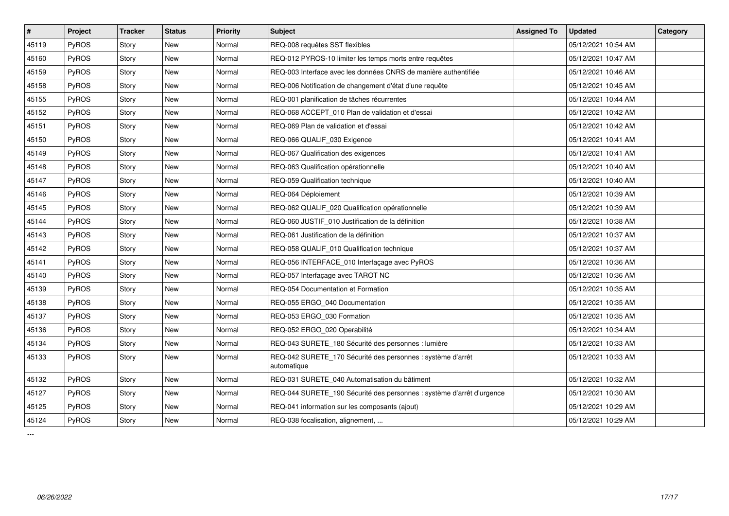| # | Project | Tracker | Status | Priority | Subject | Assigned To | Updated | Category |
|---|---|---|---|---|---|---|---|---|
| 45119 | PyROS | Story | New | Normal | REQ-008 requêtes SST flexibles | | 05/12/2021 10:54 AM | |
| 45160 | PyROS | Story | New | Normal | REQ-012 PYROS-10 limiter les temps morts entre requêtes | | 05/12/2021 10:47 AM | |
| 45159 | PyROS | Story | New | Normal | REQ-003 Interface avec les données CNRS de manière authentifiée | | 05/12/2021 10:46 AM | |
| 45158 | PyROS | Story | New | Normal | REQ-006 Notification de changement d'état d'une requête | | 05/12/2021 10:45 AM | |
| 45155 | PyROS | Story | New | Normal | REQ-001 planification de tâches récurrentes | | 05/12/2021 10:44 AM | |
| 45152 | PyROS | Story | New | Normal | REQ-068 ACCEPT_010 Plan de validation et d'essai | | 05/12/2021 10:42 AM | |
| 45151 | PyROS | Story | New | Normal | REQ-069 Plan de validation et d'essai | | 05/12/2021 10:42 AM | |
| 45150 | PyROS | Story | New | Normal | REQ-066 QUALIF_030 Exigence | | 05/12/2021 10:41 AM | |
| 45149 | PyROS | Story | New | Normal | REQ-067 Qualification des exigences | | 05/12/2021 10:41 AM | |
| 45148 | PyROS | Story | New | Normal | REQ-063 Qualification opérationnelle | | 05/12/2021 10:40 AM | |
| 45147 | PyROS | Story | New | Normal | REQ-059 Qualification technique | | 05/12/2021 10:40 AM | |
| 45146 | PyROS | Story | New | Normal | REQ-064 Déploiement | | 05/12/2021 10:39 AM | |
| 45145 | PyROS | Story | New | Normal | REQ-062 QUALIF_020 Qualification opérationnelle | | 05/12/2021 10:39 AM | |
| 45144 | PyROS | Story | New | Normal | REQ-060 JUSTIF_010 Justification de la définition | | 05/12/2021 10:38 AM | |
| 45143 | PyROS | Story | New | Normal | REQ-061 Justification de la définition | | 05/12/2021 10:37 AM | |
| 45142 | PyROS | Story | New | Normal | REQ-058 QUALIF_010 Qualification technique | | 05/12/2021 10:37 AM | |
| 45141 | PyROS | Story | New | Normal | REQ-056 INTERFACE_010 Interfaçage avec PyROS | | 05/12/2021 10:36 AM | |
| 45140 | PyROS | Story | New | Normal | REQ-057 Interfaçage avec TAROT NC | | 05/12/2021 10:36 AM | |
| 45139 | PyROS | Story | New | Normal | REQ-054 Documentation et Formation | | 05/12/2021 10:35 AM | |
| 45138 | PyROS | Story | New | Normal | REQ-055 ERGO_040 Documentation | | 05/12/2021 10:35 AM | |
| 45137 | PyROS | Story | New | Normal | REQ-053 ERGO_030 Formation | | 05/12/2021 10:35 AM | |
| 45136 | PyROS | Story | New | Normal | REQ-052 ERGO_020 Operabilité | | 05/12/2021 10:34 AM | |
| 45134 | PyROS | Story | New | Normal | REQ-043 SURETE_180 Sécurité des personnes : lumière | | 05/12/2021 10:33 AM | |
| 45133 | PyROS | Story | New | Normal | REQ-042 SURETE_170 Sécurité des personnes : système d'arrêt automatique | | 05/12/2021 10:33 AM | |
| 45132 | PyROS | Story | New | Normal | REQ-031 SURETE_040 Automatisation du bâtiment | | 05/12/2021 10:32 AM | |
| 45127 | PyROS | Story | New | Normal | REQ-044 SURETE_190 Sécurité des personnes : système d'arrêt d'urgence | | 05/12/2021 10:30 AM | |
| 45125 | PyROS | Story | New | Normal | REQ-041 information sur les composants (ajout) | | 05/12/2021 10:29 AM | |
| 45124 | PyROS | Story | New | Normal | REQ-038 focalisation, alignement, ... | | 05/12/2021 10:29 AM | |

...